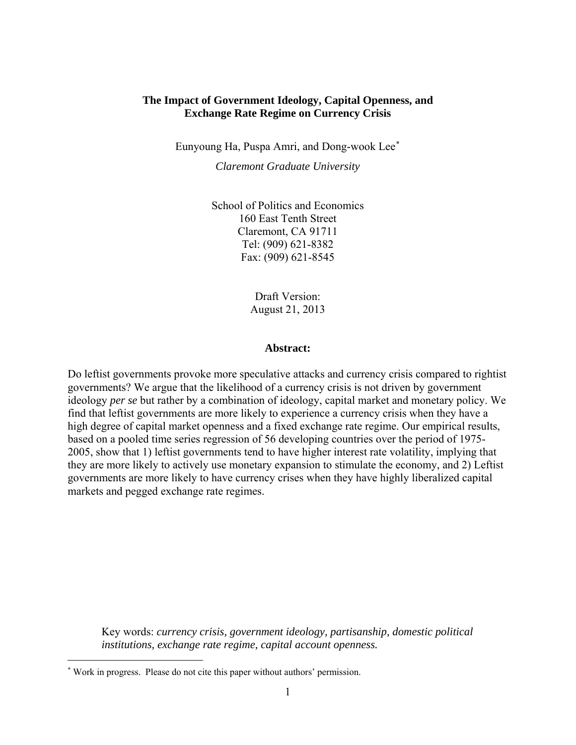# The Impact of Government Ideology, Capital Openness, and Exchange Rate Regime on Currency Crisis

Eunyoung Ha, Puspa Amri, and Dong-wook Lee[*]

*Claremont Graduate University*

School of Politics and Economics  
160 East Tenth Street  
Claremont, CA 91711  
Tel: (909) 621-8382  
Fax: (909) 621-8545

Draft Version:  
August 21, 2013

## Abstract:

Do leftist governments provoke more speculative attacks and currency crisis compared to rightist governments? We argue that the likelihood of a currency crisis is not driven by government ideology *per se* but rather by a combination of ideology, capital market and monetary policy. We find that leftist governments are more likely to experience a currency crisis when they have a high degree of capital market openness and a fixed exchange rate regime. Our empirical results, based on a pooled time series regression of 56 developing countries over the period of 1975-2005, show that 1) leftist governments tend to have higher interest rate volatility, implying that they are more likely to actively use monetary expansion to stimulate the economy, and 2) Leftist governments are more likely to have currency crises when they have highly liberalized capital markets and pegged exchange rate regimes.

Key words: *currency crisis, government ideology, partisanship, domestic political institutions, exchange rate regime, capital account openness.*

[*] Work in progress. Please do not cite this paper without authors' permission.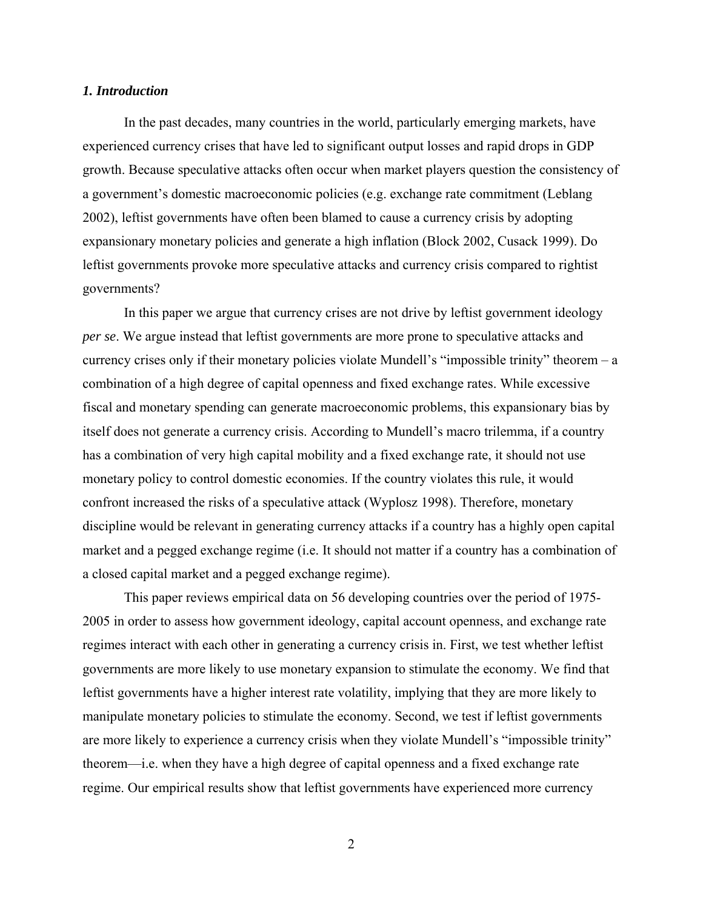### *1. Introduction*

In the past decades, many countries in the world, particularly emerging markets, have experienced currency crises that have led to significant output losses and rapid drops in GDP growth. Because speculative attacks often occur when market players question the consistency of a government's domestic macroeconomic policies (e.g. exchange rate commitment (Leblang 2002), leftist governments have often been blamed to cause a currency crisis by adopting expansionary monetary policies and generate a high inflation (Block 2002, Cusack 1999). Do leftist governments provoke more speculative attacks and currency crisis compared to rightist governments?

In this paper we argue that currency crises are not drive by leftist government ideology *per se*. We argue instead that leftist governments are more prone to speculative attacks and currency crises only if their monetary policies violate Mundell's "impossible trinity" theorem – a combination of a high degree of capital openness and fixed exchange rates. While excessive fiscal and monetary spending can generate macroeconomic problems, this expansionary bias by itself does not generate a currency crisis. According to Mundell's macro trilemma, if a country has a combination of very high capital mobility and a fixed exchange rate, it should not use monetary policy to control domestic economies. If the country violates this rule, it would confront increased the risks of a speculative attack (Wyplosz 1998). Therefore, monetary discipline would be relevant in generating currency attacks if a country has a highly open capital market and a pegged exchange regime (i.e. It should not matter if a country has a combination of a closed capital market and a pegged exchange regime).

This paper reviews empirical data on 56 developing countries over the period of 1975-2005 in order to assess how government ideology, capital account openness, and exchange rate regimes interact with each other in generating a currency crisis in. First, we test whether leftist governments are more likely to use monetary expansion to stimulate the economy. We find that leftist governments have a higher interest rate volatility, implying that they are more likely to manipulate monetary policies to stimulate the economy. Second, we test if leftist governments are more likely to experience a currency crisis when they violate Mundell's "impossible trinity" theorem—i.e. when they have a high degree of capital openness and a fixed exchange rate regime. Our empirical results show that leftist governments have experienced more currency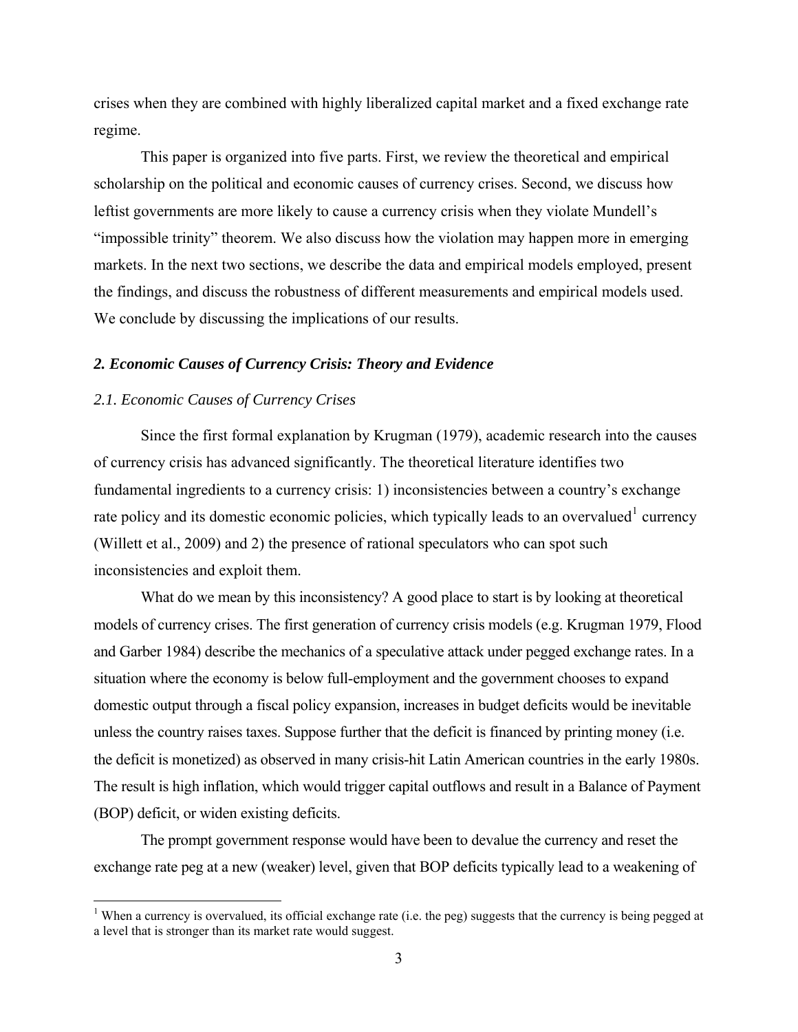crises when they are combined with highly liberalized capital market and a fixed exchange rate regime.

This paper is organized into five parts. First, we review the theoretical and empirical scholarship on the political and economic causes of currency crises. Second, we discuss how leftist governments are more likely to cause a currency crisis when they violate Mundell's "impossible trinity" theorem. We also discuss how the violation may happen more in emerging markets. In the next two sections, we describe the data and empirical models employed, present the findings, and discuss the robustness of different measurements and empirical models used. We conclude by discussing the implications of our results.

## *2. Economic Causes of Currency Crisis: Theory and Evidence*

### *2.1. Economic Causes of Currency Crises*

Since the first formal explanation by Krugman (1979), academic research into the causes of currency crisis has advanced significantly. The theoretical literature identifies two fundamental ingredients to a currency crisis: 1) inconsistencies between a country's exchange rate policy and its domestic economic policies, which typically leads to an overvalued[1] currency (Willett et al., 2009) and 2) the presence of rational speculators who can spot such inconsistencies and exploit them.

What do we mean by this inconsistency? A good place to start is by looking at theoretical models of currency crises. The first generation of currency crisis models (e.g. Krugman 1979, Flood and Garber 1984) describe the mechanics of a speculative attack under pegged exchange rates. In a situation where the economy is below full-employment and the government chooses to expand domestic output through a fiscal policy expansion, increases in budget deficits would be inevitable unless the country raises taxes. Suppose further that the deficit is financed by printing money (i.e. the deficit is monetized) as observed in many crisis-hit Latin American countries in the early 1980s. The result is high inflation, which would trigger capital outflows and result in a Balance of Payment (BOP) deficit, or widen existing deficits.

The prompt government response would have been to devalue the currency and reset the exchange rate peg at a new (weaker) level, given that BOP deficits typically lead to a weakening of

[1] When a currency is overvalued, its official exchange rate (i.e. the peg) suggests that the currency is being pegged at a level that is stronger than its market rate would suggest.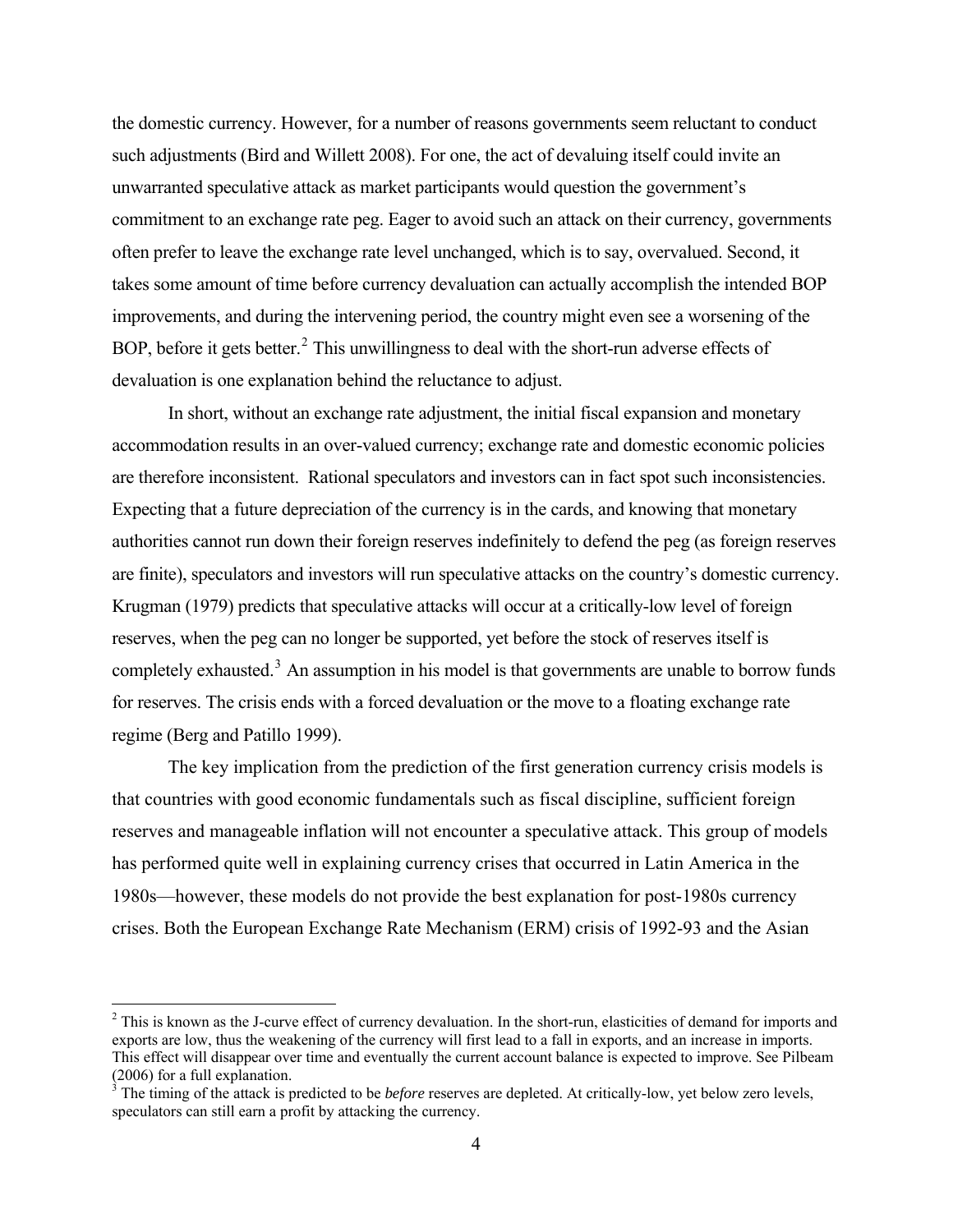the domestic currency. However, for a number of reasons governments seem reluctant to conduct such adjustments (Bird and Willett 2008). For one, the act of devaluing itself could invite an unwarranted speculative attack as market participants would question the government's commitment to an exchange rate peg. Eager to avoid such an attack on their currency, governments often prefer to leave the exchange rate level unchanged, which is to say, overvalued. Second, it takes some amount of time before currency devaluation can actually accomplish the intended BOP improvements, and during the intervening period, the country might even see a worsening of the BOP, before it gets better.[2] This unwillingness to deal with the short-run adverse effects of devaluation is one explanation behind the reluctance to adjust.

In short, without an exchange rate adjustment, the initial fiscal expansion and monetary accommodation results in an over-valued currency; exchange rate and domestic economic policies are therefore inconsistent. Rational speculators and investors can in fact spot such inconsistencies. Expecting that a future depreciation of the currency is in the cards, and knowing that monetary authorities cannot run down their foreign reserves indefinitely to defend the peg (as foreign reserves are finite), speculators and investors will run speculative attacks on the country's domestic currency. Krugman (1979) predicts that speculative attacks will occur at a critically-low level of foreign reserves, when the peg can no longer be supported, yet before the stock of reserves itself is completely exhausted.[3] An assumption in his model is that governments are unable to borrow funds for reserves. The crisis ends with a forced devaluation or the move to a floating exchange rate regime (Berg and Patillo 1999).

The key implication from the prediction of the first generation currency crisis models is that countries with good economic fundamentals such as fiscal discipline, sufficient foreign reserves and manageable inflation will not encounter a speculative attack. This group of models has performed quite well in explaining currency crises that occurred in Latin America in the 1980s—however, these models do not provide the best explanation for post-1980s currency crises. Both the European Exchange Rate Mechanism (ERM) crisis of 1992-93 and the Asian

[2] This is known as the J-curve effect of currency devaluation. In the short-run, elasticities of demand for imports and exports are low, thus the weakening of the currency will first lead to a fall in exports, and an increase in imports. This effect will disappear over time and eventually the current account balance is expected to improve. See Pilbeam (2006) for a full explanation.

[3] The timing of the attack is predicted to be *before* reserves are depleted. At critically-low, yet below zero levels, speculators can still earn a profit by attacking the currency.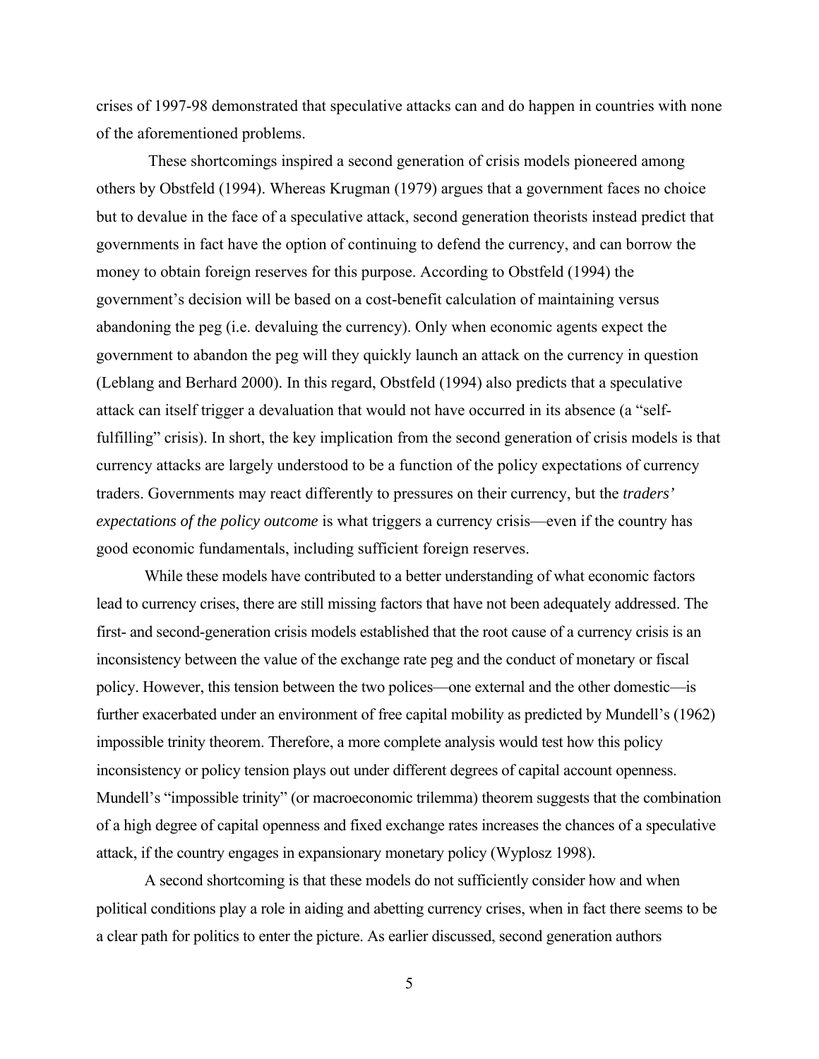crises of 1997-98 demonstrated that speculative attacks can and do happen in countries with none of the aforementioned problems.

These shortcomings inspired a second generation of crisis models pioneered among others by Obstfeld (1994). Whereas Krugman (1979) argues that a government faces no choice but to devalue in the face of a speculative attack, second generation theorists instead predict that governments in fact have the option of continuing to defend the currency, and can borrow the money to obtain foreign reserves for this purpose. According to Obstfeld (1994) the government's decision will be based on a cost-benefit calculation of maintaining versus abandoning the peg (i.e. devaluing the currency). Only when economic agents expect the government to abandon the peg will they quickly launch an attack on the currency in question (Leblang and Berhard 2000). In this regard, Obstfeld (1994) also predicts that a speculative attack can itself trigger a devaluation that would not have occurred in its absence (a "self-fulfilling" crisis). In short, the key implication from the second generation of crisis models is that currency attacks are largely understood to be a function of the policy expectations of currency traders. Governments may react differently to pressures on their currency, but the *traders' expectations of the policy outcome* is what triggers a currency crisis—even if the country has good economic fundamentals, including sufficient foreign reserves.

While these models have contributed to a better understanding of what economic factors lead to currency crises, there are still missing factors that have not been adequately addressed. The first- and second-generation crisis models established that the root cause of a currency crisis is an inconsistency between the value of the exchange rate peg and the conduct of monetary or fiscal policy. However, this tension between the two polices—one external and the other domestic—is further exacerbated under an environment of free capital mobility as predicted by Mundell's (1962) impossible trinity theorem. Therefore, a more complete analysis would test how this policy inconsistency or policy tension plays out under different degrees of capital account openness. Mundell's "impossible trinity" (or macroeconomic trilemma) theorem suggests that the combination of a high degree of capital openness and fixed exchange rates increases the chances of a speculative attack, if the country engages in expansionary monetary policy (Wyplosz 1998).

A second shortcoming is that these models do not sufficiently consider how and when political conditions play a role in aiding and abetting currency crises, when in fact there seems to be a clear path for politics to enter the picture. As earlier discussed, second generation authors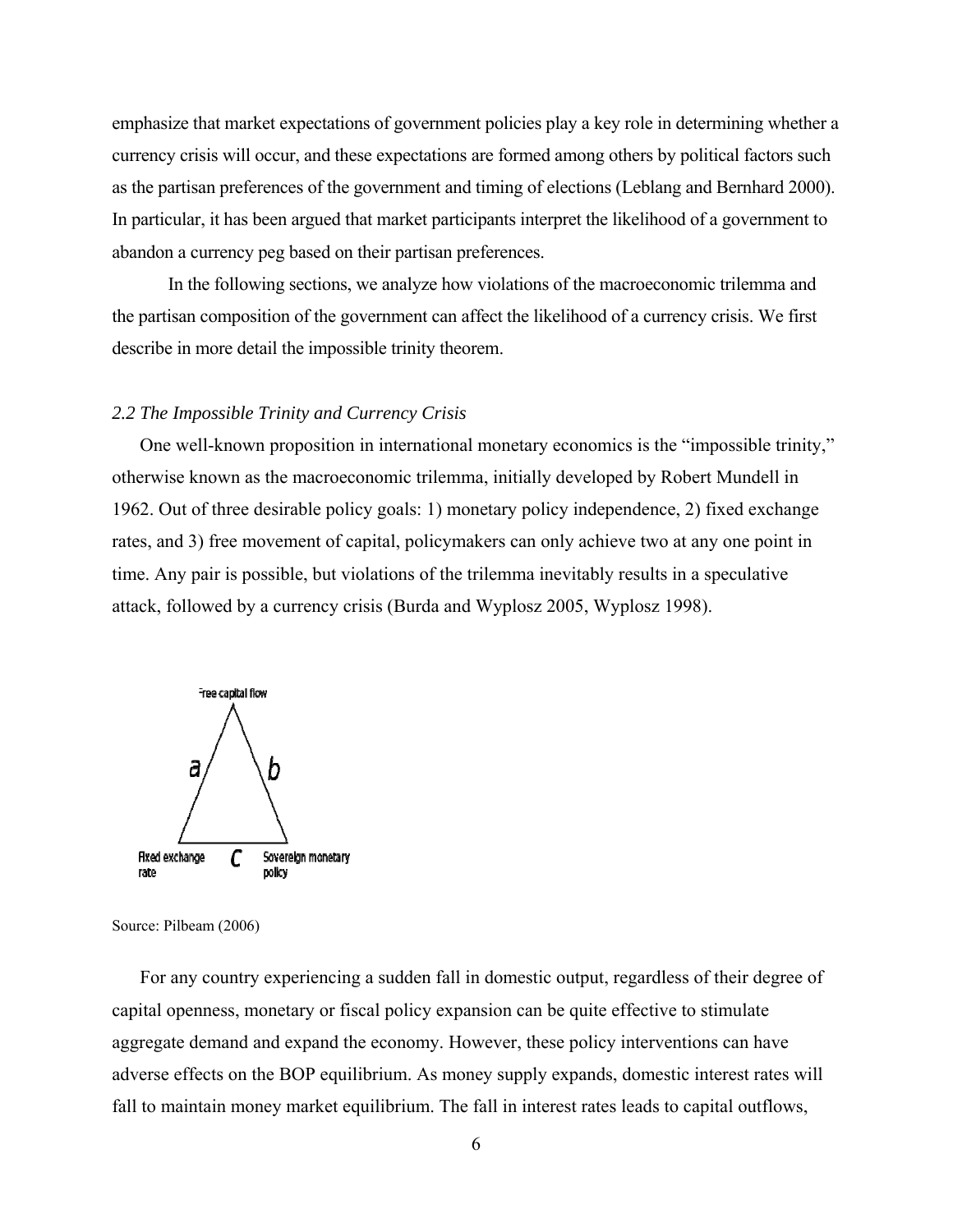emphasize that market expectations of government policies play a key role in determining whether a currency crisis will occur, and these expectations are formed among others by political factors such as the partisan preferences of the government and timing of elections (Leblang and Bernhard 2000). In particular, it has been argued that market participants interpret the likelihood of a government to abandon a currency peg based on their partisan preferences.

In the following sections, we analyze how violations of the macroeconomic trilemma and the partisan composition of the government can affect the likelihood of a currency crisis. We first describe in more detail the impossible trinity theorem.

### *2.2 The Impossible Trinity and Currency Crisis*

One well-known proposition in international monetary economics is the "impossible trinity," otherwise known as the macroeconomic trilemma, initially developed by Robert Mundell in 1962. Out of three desirable policy goals: 1) monetary policy independence, 2) fixed exchange rates, and 3) free movement of capital, policymakers can only achieve two at any one point in time. Any pair is possible, but violations of the trilemma inevitably results in a speculative attack, followed by a currency crisis (Burda and Wyplosz 2005, Wyplosz 1998).

Free capital flow

a b

Fixed exchange rate C Sovereign monetary policy

Source: Pilbeam (2006)

For any country experiencing a sudden fall in domestic output, regardless of their degree of capital openness, monetary or fiscal policy expansion can be quite effective to stimulate aggregate demand and expand the economy. However, these policy interventions can have adverse effects on the BOP equilibrium. As money supply expands, domestic interest rates will fall to maintain money market equilibrium. The fall in interest rates leads to capital outflows,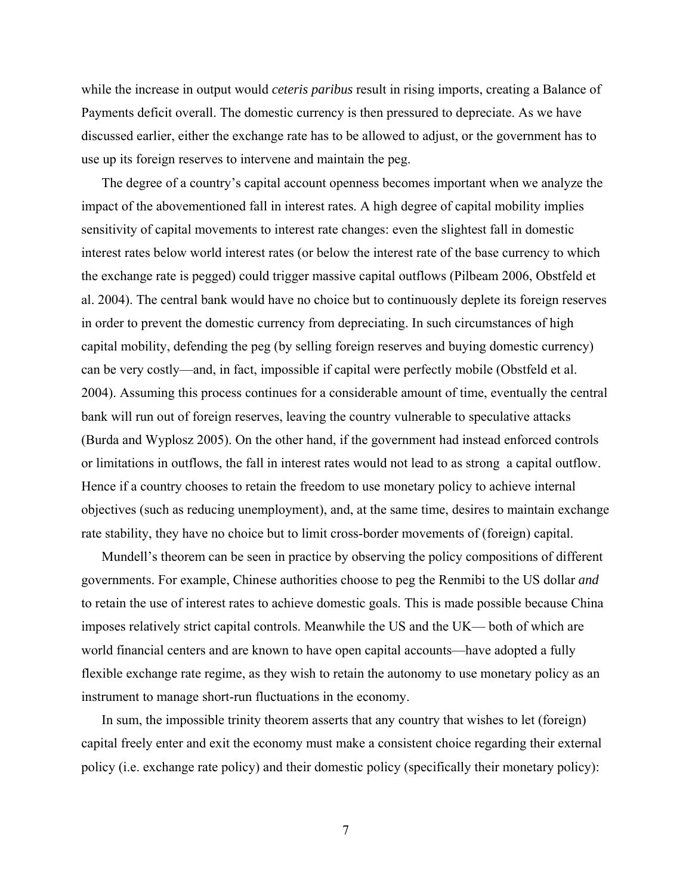while the increase in output would *ceteris paribus* result in rising imports, creating a Balance of Payments deficit overall. The domestic currency is then pressured to depreciate. As we have discussed earlier, either the exchange rate has to be allowed to adjust, or the government has to use up its foreign reserves to intervene and maintain the peg.

The degree of a country's capital account openness becomes important when we analyze the impact of the abovementioned fall in interest rates. A high degree of capital mobility implies sensitivity of capital movements to interest rate changes: even the slightest fall in domestic interest rates below world interest rates (or below the interest rate of the base currency to which the exchange rate is pegged) could trigger massive capital outflows (Pilbeam 2006, Obstfeld et al. 2004). The central bank would have no choice but to continuously deplete its foreign reserves in order to prevent the domestic currency from depreciating. In such circumstances of high capital mobility, defending the peg (by selling foreign reserves and buying domestic currency) can be very costly—and, in fact, impossible if capital were perfectly mobile (Obstfeld et al. 2004). Assuming this process continues for a considerable amount of time, eventually the central bank will run out of foreign reserves, leaving the country vulnerable to speculative attacks (Burda and Wyplosz 2005). On the other hand, if the government had instead enforced controls or limitations in outflows, the fall in interest rates would not lead to as strong a capital outflow. Hence if a country chooses to retain the freedom to use monetary policy to achieve internal objectives (such as reducing unemployment), and, at the same time, desires to maintain exchange rate stability, they have no choice but to limit cross-border movements of (foreign) capital.

Mundell's theorem can be seen in practice by observing the policy compositions of different governments. For example, Chinese authorities choose to peg the Renmibi to the US dollar *and* to retain the use of interest rates to achieve domestic goals. This is made possible because China imposes relatively strict capital controls. Meanwhile the US and the UK— both of which are world financial centers and are known to have open capital accounts—have adopted a fully flexible exchange rate regime, as they wish to retain the autonomy to use monetary policy as an instrument to manage short-run fluctuations in the economy.

In sum, the impossible trinity theorem asserts that any country that wishes to let (foreign) capital freely enter and exit the economy must make a consistent choice regarding their external policy (i.e. exchange rate policy) and their domestic policy (specifically their monetary policy):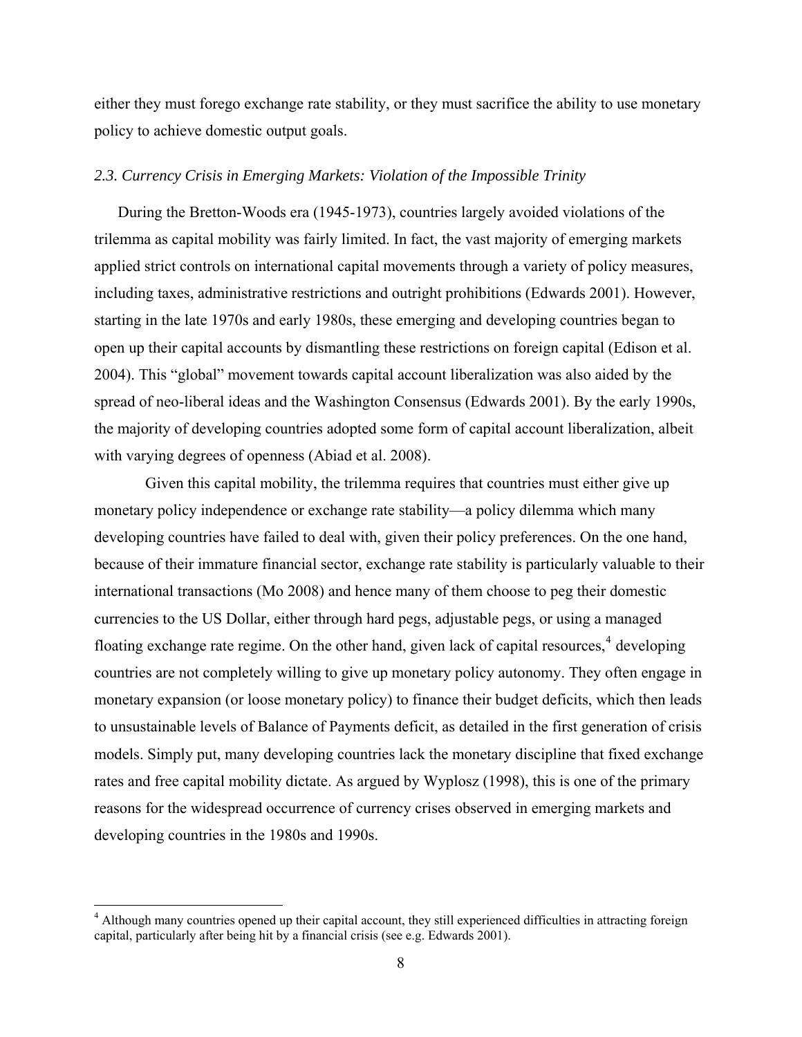either they must forego exchange rate stability, or they must sacrifice the ability to use monetary policy to achieve domestic output goals.

### *2.3. Currency Crisis in Emerging Markets: Violation of the Impossible Trinity*

During the Bretton-Woods era (1945-1973), countries largely avoided violations of the trilemma as capital mobility was fairly limited. In fact, the vast majority of emerging markets applied strict controls on international capital movements through a variety of policy measures, including taxes, administrative restrictions and outright prohibitions (Edwards 2001). However, starting in the late 1970s and early 1980s, these emerging and developing countries began to open up their capital accounts by dismantling these restrictions on foreign capital (Edison et al. 2004). This "global" movement towards capital account liberalization was also aided by the spread of neo-liberal ideas and the Washington Consensus (Edwards 2001). By the early 1990s, the majority of developing countries adopted some form of capital account liberalization, albeit with varying degrees of openness (Abiad et al. 2008).

Given this capital mobility, the trilemma requires that countries must either give up monetary policy independence or exchange rate stability—a policy dilemma which many developing countries have failed to deal with, given their policy preferences. On the one hand, because of their immature financial sector, exchange rate stability is particularly valuable to their international transactions (Mo 2008) and hence many of them choose to peg their domestic currencies to the US Dollar, either through hard pegs, adjustable pegs, or using a managed floating exchange rate regime. On the other hand, given lack of capital resources,[4] developing countries are not completely willing to give up monetary policy autonomy. They often engage in monetary expansion (or loose monetary policy) to finance their budget deficits, which then leads to unsustainable levels of Balance of Payments deficit, as detailed in the first generation of crisis models. Simply put, many developing countries lack the monetary discipline that fixed exchange rates and free capital mobility dictate. As argued by Wyplosz (1998), this is one of the primary reasons for the widespread occurrence of currency crises observed in emerging markets and developing countries in the 1980s and 1990s.

---

[4] Although many countries opened up their capital account, they still experienced difficulties in attracting foreign capital, particularly after being hit by a financial crisis (see e.g. Edwards 2001).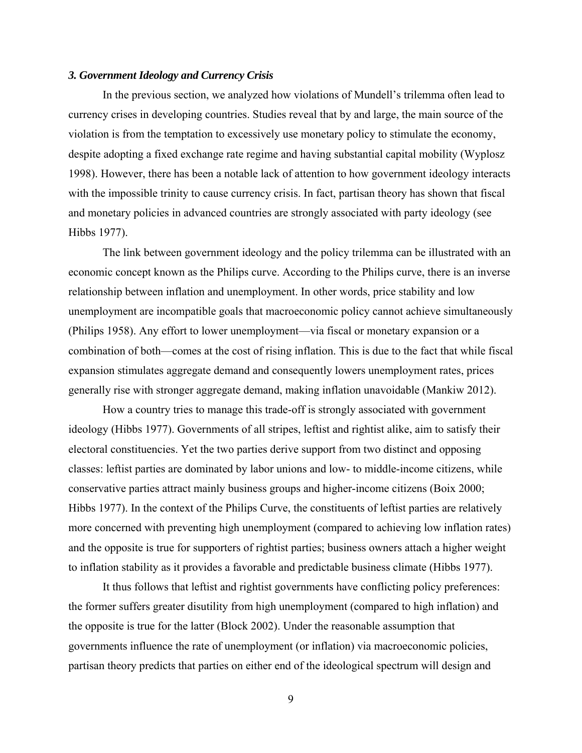### *3. Government Ideology and Currency Crisis*

In the previous section, we analyzed how violations of Mundell's trilemma often lead to currency crises in developing countries. Studies reveal that by and large, the main source of the violation is from the temptation to excessively use monetary policy to stimulate the economy, despite adopting a fixed exchange rate regime and having substantial capital mobility (Wyplosz 1998). However, there has been a notable lack of attention to how government ideology interacts with the impossible trinity to cause currency crisis. In fact, partisan theory has shown that fiscal and monetary policies in advanced countries are strongly associated with party ideology (see Hibbs 1977).

The link between government ideology and the policy trilemma can be illustrated with an economic concept known as the Philips curve. According to the Philips curve, there is an inverse relationship between inflation and unemployment. In other words, price stability and low unemployment are incompatible goals that macroeconomic policy cannot achieve simultaneously (Philips 1958). Any effort to lower unemployment—via fiscal or monetary expansion or a combination of both—comes at the cost of rising inflation. This is due to the fact that while fiscal expansion stimulates aggregate demand and consequently lowers unemployment rates, prices generally rise with stronger aggregate demand, making inflation unavoidable (Mankiw 2012).

How a country tries to manage this trade-off is strongly associated with government ideology (Hibbs 1977). Governments of all stripes, leftist and rightist alike, aim to satisfy their electoral constituencies. Yet the two parties derive support from two distinct and opposing classes: leftist parties are dominated by labor unions and low- to middle-income citizens, while conservative parties attract mainly business groups and higher-income citizens (Boix 2000; Hibbs 1977). In the context of the Philips Curve, the constituents of leftist parties are relatively more concerned with preventing high unemployment (compared to achieving low inflation rates) and the opposite is true for supporters of rightist parties; business owners attach a higher weight to inflation stability as it provides a favorable and predictable business climate (Hibbs 1977).

It thus follows that leftist and rightist governments have conflicting policy preferences: the former suffers greater disutility from high unemployment (compared to high inflation) and the opposite is true for the latter (Block 2002). Under the reasonable assumption that governments influence the rate of unemployment (or inflation) via macroeconomic policies, partisan theory predicts that parties on either end of the ideological spectrum will design and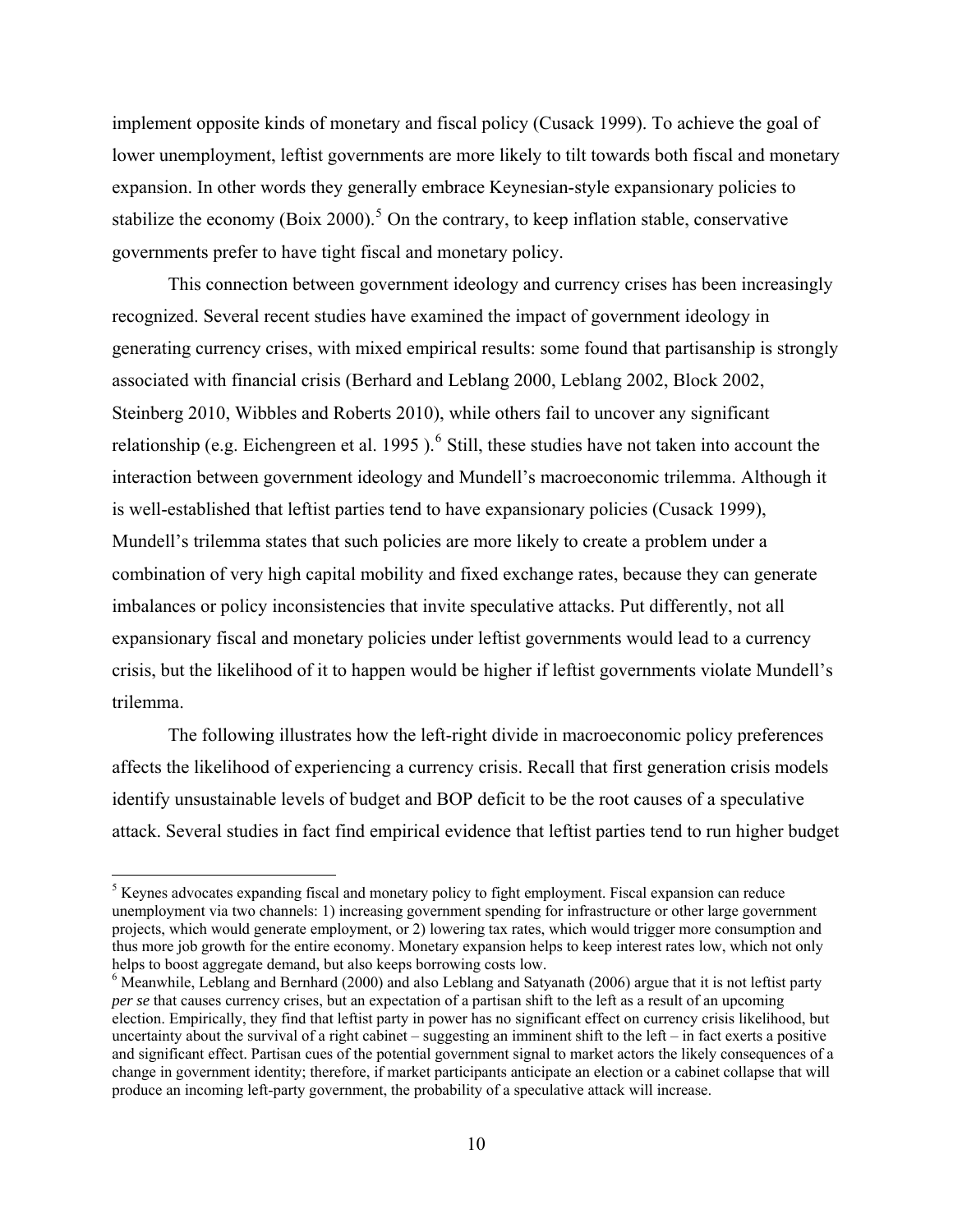implement opposite kinds of monetary and fiscal policy (Cusack 1999). To achieve the goal of lower unemployment, leftist governments are more likely to tilt towards both fiscal and monetary expansion. In other words they generally embrace Keynesian-style expansionary policies to stabilize the economy (Boix 2000).[5] On the contrary, to keep inflation stable, conservative governments prefer to have tight fiscal and monetary policy.

This connection between government ideology and currency crises has been increasingly recognized. Several recent studies have examined the impact of government ideology in generating currency crises, with mixed empirical results: some found that partisanship is strongly associated with financial crisis (Berhard and Leblang 2000, Leblang 2002, Block 2002, Steinberg 2010, Wibbles and Roberts 2010), while others fail to uncover any significant relationship (e.g. Eichengreen et al. 1995 ).[6] Still, these studies have not taken into account the interaction between government ideology and Mundell's macroeconomic trilemma. Although it is well-established that leftist parties tend to have expansionary policies (Cusack 1999), Mundell's trilemma states that such policies are more likely to create a problem under a combination of very high capital mobility and fixed exchange rates, because they can generate imbalances or policy inconsistencies that invite speculative attacks. Put differently, not all expansionary fiscal and monetary policies under leftist governments would lead to a currency crisis, but the likelihood of it to happen would be higher if leftist governments violate Mundell's trilemma.

The following illustrates how the left-right divide in macroeconomic policy preferences affects the likelihood of experiencing a currency crisis. Recall that first generation crisis models identify unsustainable levels of budget and BOP deficit to be the root causes of a speculative attack. Several studies in fact find empirical evidence that leftist parties tend to run higher budget

---

[5] Keynes advocates expanding fiscal and monetary policy to fight employment. Fiscal expansion can reduce unemployment via two channels: 1) increasing government spending for infrastructure or other large government projects, which would generate employment, or 2) lowering tax rates, which would trigger more consumption and thus more job growth for the entire economy. Monetary expansion helps to keep interest rates low, which not only helps to boost aggregate demand, but also keeps borrowing costs low.

[6] Meanwhile, Leblang and Bernhard (2000) and also Leblang and Satyanath (2006) argue that it is not leftist party *per se* that causes currency crises, but an expectation of a partisan shift to the left as a result of an upcoming election. Empirically, they find that leftist party in power has no significant effect on currency crisis likelihood, but uncertainty about the survival of a right cabinet – suggesting an imminent shift to the left – in fact exerts a positive and significant effect. Partisan cues of the potential government signal to market actors the likely consequences of a change in government identity; therefore, if market participants anticipate an election or a cabinet collapse that will produce an incoming left-party government, the probability of a speculative attack will increase.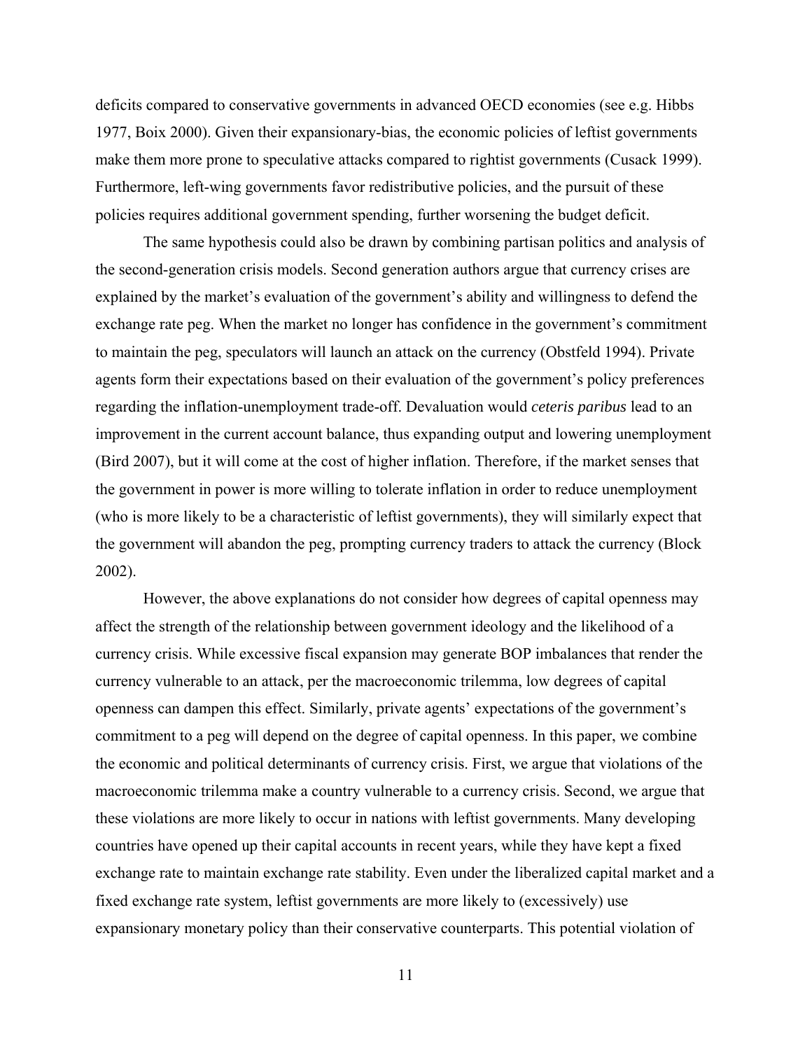deficits compared to conservative governments in advanced OECD economies (see e.g. Hibbs 1977, Boix 2000). Given their expansionary-bias, the economic policies of leftist governments make them more prone to speculative attacks compared to rightist governments (Cusack 1999). Furthermore, left-wing governments favor redistributive policies, and the pursuit of these policies requires additional government spending, further worsening the budget deficit.

The same hypothesis could also be drawn by combining partisan politics and analysis of the second-generation crisis models. Second generation authors argue that currency crises are explained by the market's evaluation of the government's ability and willingness to defend the exchange rate peg. When the market no longer has confidence in the government's commitment to maintain the peg, speculators will launch an attack on the currency (Obstfeld 1994). Private agents form their expectations based on their evaluation of the government's policy preferences regarding the inflation-unemployment trade-off. Devaluation would *ceteris paribus* lead to an improvement in the current account balance, thus expanding output and lowering unemployment (Bird 2007), but it will come at the cost of higher inflation. Therefore, if the market senses that the government in power is more willing to tolerate inflation in order to reduce unemployment (who is more likely to be a characteristic of leftist governments), they will similarly expect that the government will abandon the peg, prompting currency traders to attack the currency (Block 2002).

However, the above explanations do not consider how degrees of capital openness may affect the strength of the relationship between government ideology and the likelihood of a currency crisis. While excessive fiscal expansion may generate BOP imbalances that render the currency vulnerable to an attack, per the macroeconomic trilemma, low degrees of capital openness can dampen this effect. Similarly, private agents' expectations of the government's commitment to a peg will depend on the degree of capital openness. In this paper, we combine the economic and political determinants of currency crisis. First, we argue that violations of the macroeconomic trilemma make a country vulnerable to a currency crisis. Second, we argue that these violations are more likely to occur in nations with leftist governments. Many developing countries have opened up their capital accounts in recent years, while they have kept a fixed exchange rate to maintain exchange rate stability. Even under the liberalized capital market and a fixed exchange rate system, leftist governments are more likely to (excessively) use expansionary monetary policy than their conservative counterparts. This potential violation of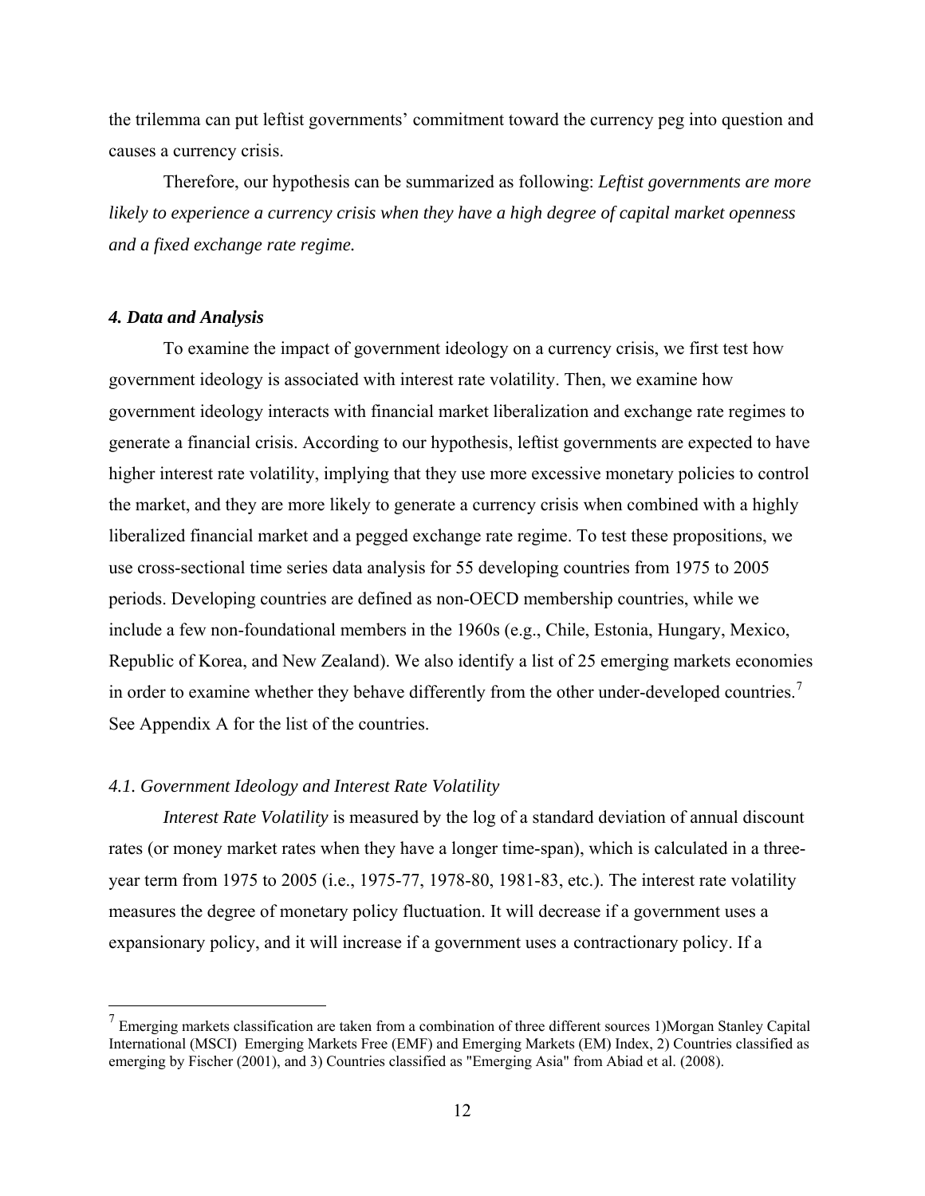the trilemma can put leftist governments' commitment toward the currency peg into question and causes a currency crisis.

Therefore, our hypothesis can be summarized as following: *Leftist governments are more likely to experience a currency crisis when they have a high degree of capital market openness and a fixed exchange rate regime.*

### *4. Data and Analysis*

To examine the impact of government ideology on a currency crisis, we first test how government ideology is associated with interest rate volatility. Then, we examine how government ideology interacts with financial market liberalization and exchange rate regimes to generate a financial crisis. According to our hypothesis, leftist governments are expected to have higher interest rate volatility, implying that they use more excessive monetary policies to control the market, and they are more likely to generate a currency crisis when combined with a highly liberalized financial market and a pegged exchange rate regime. To test these propositions, we use cross-sectional time series data analysis for 55 developing countries from 1975 to 2005 periods. Developing countries are defined as non-OECD membership countries, while we include a few non-foundational members in the 1960s (e.g., Chile, Estonia, Hungary, Mexico, Republic of Korea, and New Zealand). We also identify a list of 25 emerging markets economies in order to examine whether they behave differently from the other under-developed countries.[7] See Appendix A for the list of the countries.

#### *4.1. Government Ideology and Interest Rate Volatility*

*Interest Rate Volatility* is measured by the log of a standard deviation of annual discount rates (or money market rates when they have a longer time-span), which is calculated in a three-year term from 1975 to 2005 (i.e., 1975-77, 1978-80, 1981-83, etc.). The interest rate volatility measures the degree of monetary policy fluctuation. It will decrease if a government uses a expansionary policy, and it will increase if a government uses a contractionary policy. If a

[7] Emerging markets classification are taken from a combination of three different sources 1)Morgan Stanley Capital International (MSCI) Emerging Markets Free (EMF) and Emerging Markets (EM) Index, 2) Countries classified as emerging by Fischer (2001), and 3) Countries classified as "Emerging Asia" from Abiad et al. (2008).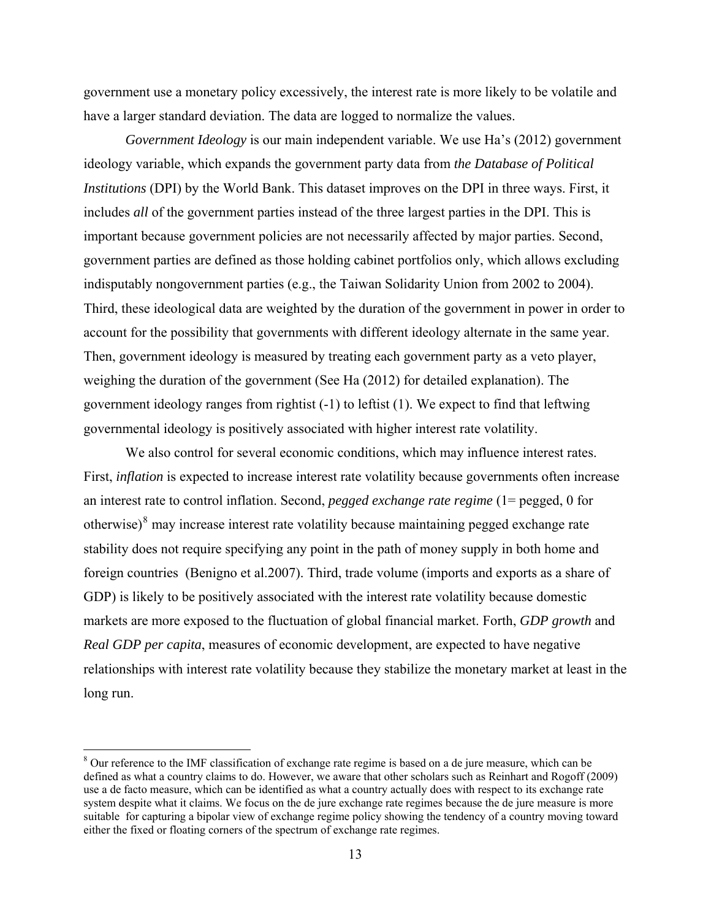government use a monetary policy excessively, the interest rate is more likely to be volatile and have a larger standard deviation. The data are logged to normalize the values.

*Government Ideology* is our main independent variable. We use Ha's (2012) government ideology variable, which expands the government party data from *the Database of Political Institutions* (DPI) by the World Bank. This dataset improves on the DPI in three ways. First, it includes *all* of the government parties instead of the three largest parties in the DPI. This is important because government policies are not necessarily affected by major parties. Second, government parties are defined as those holding cabinet portfolios only, which allows excluding indisputably nongovernment parties (e.g., the Taiwan Solidarity Union from 2002 to 2004). Third, these ideological data are weighted by the duration of the government in power in order to account for the possibility that governments with different ideology alternate in the same year. Then, government ideology is measured by treating each government party as a veto player, weighing the duration of the government (See Ha (2012) for detailed explanation). The government ideology ranges from rightist (-1) to leftist (1). We expect to find that leftwing governmental ideology is positively associated with higher interest rate volatility.

We also control for several economic conditions, which may influence interest rates. First, *inflation* is expected to increase interest rate volatility because governments often increase an interest rate to control inflation. Second, *pegged exchange rate regime* (1= pegged, 0 for otherwise)[8] may increase interest rate volatility because maintaining pegged exchange rate stability does not require specifying any point in the path of money supply in both home and foreign countries (Benigno et al.2007). Third, trade volume (imports and exports as a share of GDP) is likely to be positively associated with the interest rate volatility because domestic markets are more exposed to the fluctuation of global financial market. Forth, *GDP growth* and *Real GDP per capita*, measures of economic development, are expected to have negative relationships with interest rate volatility because they stabilize the monetary market at least in the long run.

[8] Our reference to the IMF classification of exchange rate regime is based on a de jure measure, which can be defined as what a country claims to do. However, we aware that other scholars such as Reinhart and Rogoff (2009) use a de facto measure, which can be identified as what a country actually does with respect to its exchange rate system despite what it claims. We focus on the de jure exchange rate regimes because the de jure measure is more suitable for capturing a bipolar view of exchange regime policy showing the tendency of a country moving toward either the fixed or floating corners of the spectrum of exchange rate regimes.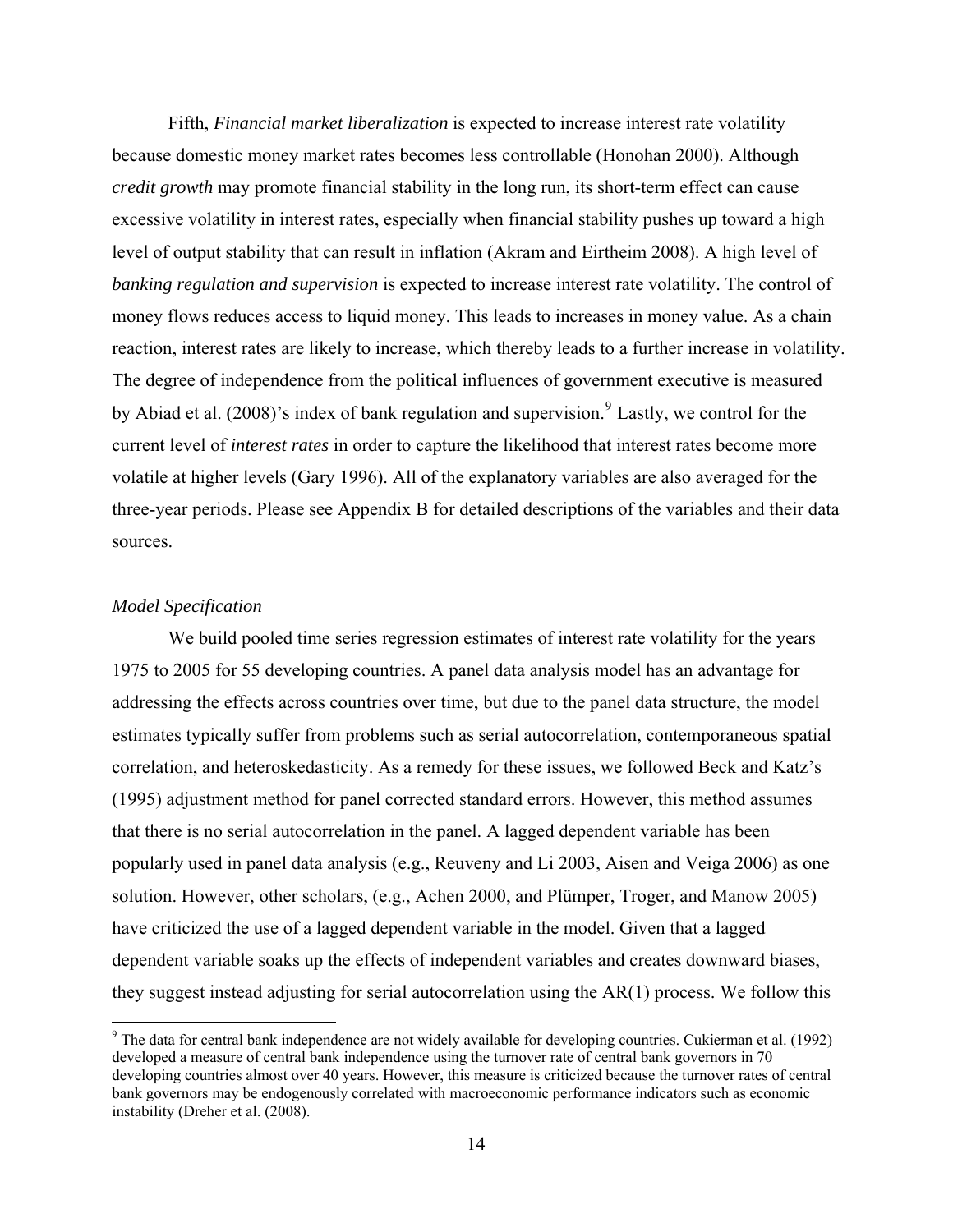Fifth, *Financial market liberalization* is expected to increase interest rate volatility because domestic money market rates becomes less controllable (Honohan 2000). Although *credit growth* may promote financial stability in the long run, its short-term effect can cause excessive volatility in interest rates, especially when financial stability pushes up toward a high level of output stability that can result in inflation (Akram and Eirtheim 2008). A high level of *banking regulation and supervision* is expected to increase interest rate volatility. The control of money flows reduces access to liquid money. This leads to increases in money value. As a chain reaction, interest rates are likely to increase, which thereby leads to a further increase in volatility. The degree of independence from the political influences of government executive is measured by Abiad et al. (2008)'s index of bank regulation and supervision.[9] Lastly, we control for the current level of *interest rates* in order to capture the likelihood that interest rates become more volatile at higher levels (Gary 1996). All of the explanatory variables are also averaged for the three-year periods. Please see Appendix B for detailed descriptions of the variables and their data sources.

*Model Specification*

We build pooled time series regression estimates of interest rate volatility for the years 1975 to 2005 for 55 developing countries. A panel data analysis model has an advantage for addressing the effects across countries over time, but due to the panel data structure, the model estimates typically suffer from problems such as serial autocorrelation, contemporaneous spatial correlation, and heteroskedasticity. As a remedy for these issues, we followed Beck and Katz's (1995) adjustment method for panel corrected standard errors. However, this method assumes that there is no serial autocorrelation in the panel. A lagged dependent variable has been popularly used in panel data analysis (e.g., Reuveny and Li 2003, Aisen and Veiga 2006) as one solution. However, other scholars, (e.g., Achen 2000, and Plümper, Troger, and Manow 2005) have criticized the use of a lagged dependent variable in the model. Given that a lagged dependent variable soaks up the effects of independent variables and creates downward biases, they suggest instead adjusting for serial autocorrelation using the AR(1) process. We follow this

[9] The data for central bank independence are not widely available for developing countries. Cukierman et al. (1992) developed a measure of central bank independence using the turnover rate of central bank governors in 70 developing countries almost over 40 years. However, this measure is criticized because the turnover rates of central bank governors may be endogenously correlated with macroeconomic performance indicators such as economic instability (Dreher et al. (2008).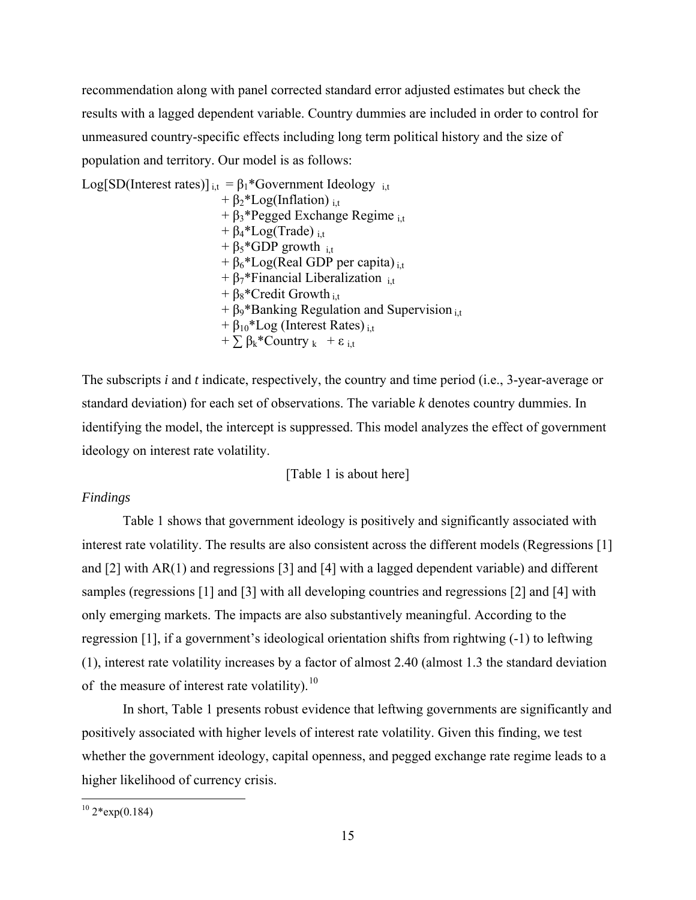recommendation along with panel corrected standard error adjusted estimates but check the results with a lagged dependent variable. Country dummies are included in order to control for unmeasured country-specific effects including long term political history and the size of population and territory. Our model is as follows:

$$
\begin{aligned}
\text{Log[SD(Interest rates)]}_{i,t} = \; & \beta_1\text{*Government Ideology}_{i,t} \\
& + \beta_2\text{*Log(Inflation)}_{i,t} \\
& + \beta_3\text{*Pegged Exchange Regime}_{i,t} \\
& + \beta_4\text{*Log(Trade)}_{i,t} \\
& + \beta_5\text{*GDP growth}_{i,t} \\
& + \beta_6\text{*Log(Real GDP per capita)}_{i,t} \\
& + \beta_7\text{*Financial Liberalization}_{i,t} \\
& + \beta_8\text{*Credit Growth}_{i,t} \\
& + \beta_9\text{*Banking Regulation and Supervision}_{i,t} \\
& + \beta_{10}\text{*Log (Interest Rates)}_{i,t} \\
& + \textstyle\sum \beta_k\text{*Country}_k + \varepsilon_{i,t}
\end{aligned}
$$

The subscripts *i* and *t* indicate, respectively, the country and time period (i.e., 3-year-average or standard deviation) for each set of observations. The variable *k* denotes country dummies. In identifying the model, the intercept is suppressed. This model analyzes the effect of government ideology on interest rate volatility.

[Table 1 is about here]

*Findings*

Table 1 shows that government ideology is positively and significantly associated with interest rate volatility. The results are also consistent across the different models (Regressions [1] and [2] with AR(1) and regressions [3] and [4] with a lagged dependent variable) and different samples (regressions [1] and [3] with all developing countries and regressions [2] and [4] with only emerging markets. The impacts are also substantively meaningful. According to the regression [1], if a government's ideological orientation shifts from rightwing (-1) to leftwing (1), interest rate volatility increases by a factor of almost 2.40 (almost 1.3 the standard deviation of the measure of interest rate volatility).[10]

In short, Table 1 presents robust evidence that leftwing governments are significantly and positively associated with higher levels of interest rate volatility. Given this finding, we test whether the government ideology, capital openness, and pegged exchange rate regime leads to a higher likelihood of currency crisis.

[10] 2*exp(0.184)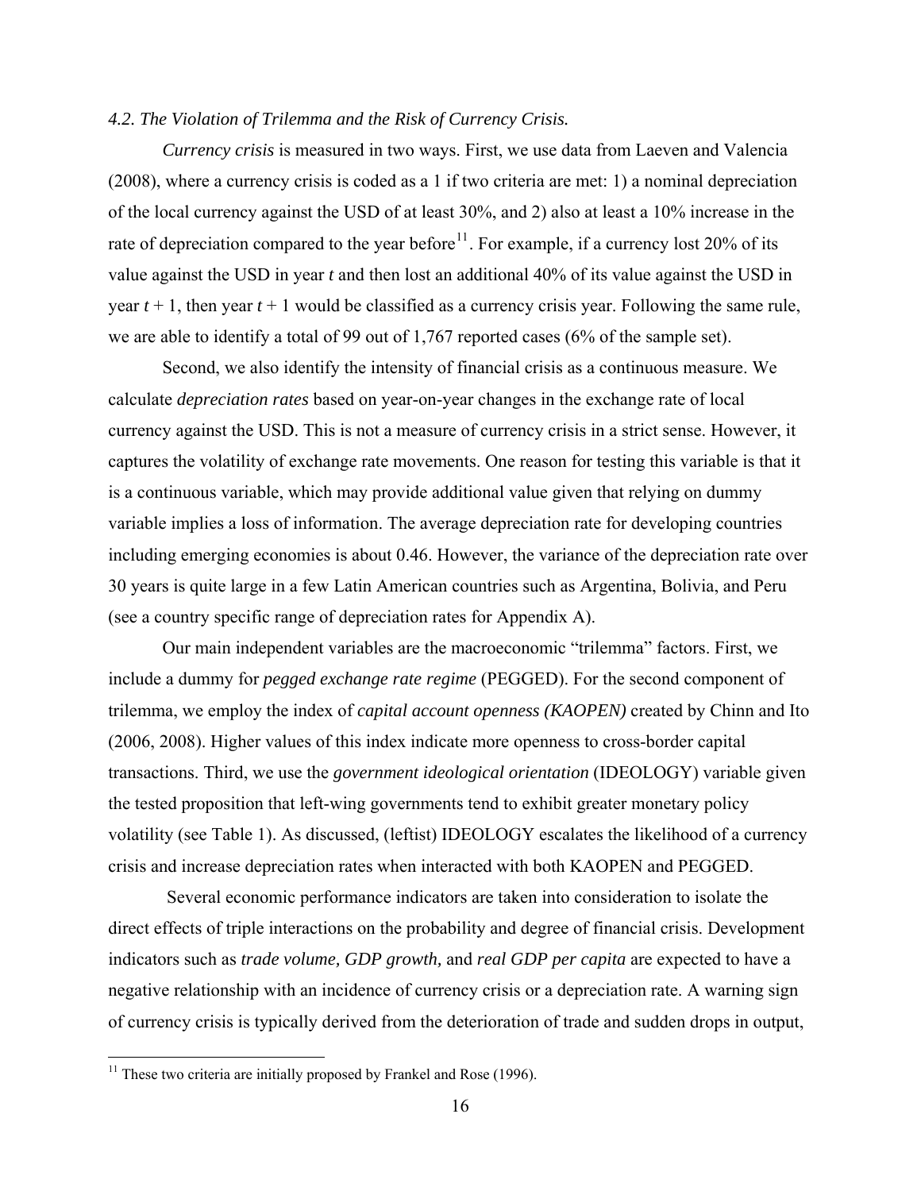*4.2. The Violation of Trilemma and the Risk of Currency Crisis.*

*Currency crisis* is measured in two ways. First, we use data from Laeven and Valencia (2008), where a currency crisis is coded as a 1 if two criteria are met: 1) a nominal depreciation of the local currency against the USD of at least 30%, and 2) also at least a 10% increase in the rate of depreciation compared to the year before[11]. For example, if a currency lost 20% of its value against the USD in year *t* and then lost an additional 40% of its value against the USD in year *t* + 1, then year *t* + 1 would be classified as a currency crisis year. Following the same rule, we are able to identify a total of 99 out of 1,767 reported cases (6% of the sample set).

Second, we also identify the intensity of financial crisis as a continuous measure. We calculate *depreciation rates* based on year-on-year changes in the exchange rate of local currency against the USD. This is not a measure of currency crisis in a strict sense. However, it captures the volatility of exchange rate movements. One reason for testing this variable is that it is a continuous variable, which may provide additional value given that relying on dummy variable implies a loss of information. The average depreciation rate for developing countries including emerging economies is about 0.46. However, the variance of the depreciation rate over 30 years is quite large in a few Latin American countries such as Argentina, Bolivia, and Peru (see a country specific range of depreciation rates for Appendix A).

Our main independent variables are the macroeconomic "trilemma" factors. First, we include a dummy for *pegged exchange rate regime* (PEGGED). For the second component of trilemma, we employ the index of *capital account openness (KAOPEN)* created by Chinn and Ito (2006, 2008). Higher values of this index indicate more openness to cross-border capital transactions. Third, we use the *government ideological orientation* (IDEOLOGY) variable given the tested proposition that left-wing governments tend to exhibit greater monetary policy volatility (see Table 1). As discussed, (leftist) IDEOLOGY escalates the likelihood of a currency crisis and increase depreciation rates when interacted with both KAOPEN and PEGGED.

Several economic performance indicators are taken into consideration to isolate the direct effects of triple interactions on the probability and degree of financial crisis. Development indicators such as *trade volume, GDP growth,* and *real GDP per capita* are expected to have a negative relationship with an incidence of currency crisis or a depreciation rate. A warning sign of currency crisis is typically derived from the deterioration of trade and sudden drops in output,

---

[11] These two criteria are initially proposed by Frankel and Rose (1996).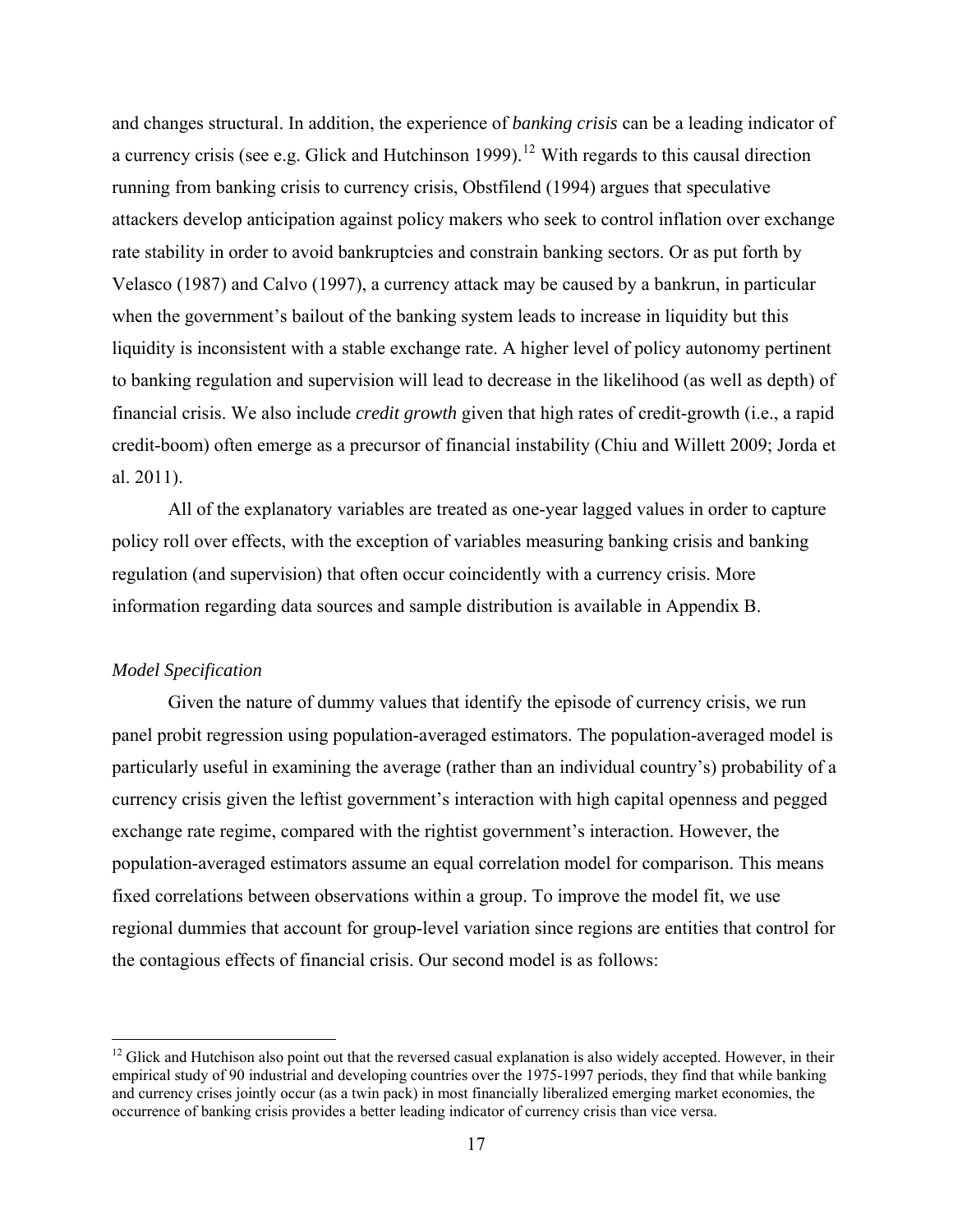and changes structural. In addition, the experience of *banking crisis* can be a leading indicator of a currency crisis (see e.g. Glick and Hutchinson 1999).[12] With regards to this causal direction running from banking crisis to currency crisis, Obstfilend (1994) argues that speculative attackers develop anticipation against policy makers who seek to control inflation over exchange rate stability in order to avoid bankruptcies and constrain banking sectors. Or as put forth by Velasco (1987) and Calvo (1997), a currency attack may be caused by a bankrun, in particular when the government's bailout of the banking system leads to increase in liquidity but this liquidity is inconsistent with a stable exchange rate. A higher level of policy autonomy pertinent to banking regulation and supervision will lead to decrease in the likelihood (as well as depth) of financial crisis. We also include *credit growth* given that high rates of credit-growth (i.e., a rapid credit-boom) often emerge as a precursor of financial instability (Chiu and Willett 2009; Jorda et al. 2011).

All of the explanatory variables are treated as one-year lagged values in order to capture policy roll over effects, with the exception of variables measuring banking crisis and banking regulation (and supervision) that often occur coincidently with a currency crisis. More information regarding data sources and sample distribution is available in Appendix B.

*Model Specification*

Given the nature of dummy values that identify the episode of currency crisis, we run panel probit regression using population-averaged estimators. The population-averaged model is particularly useful in examining the average (rather than an individual country's) probability of a currency crisis given the leftist government's interaction with high capital openness and pegged exchange rate regime, compared with the rightist government's interaction. However, the population-averaged estimators assume an equal correlation model for comparison. This means fixed correlations between observations within a group. To improve the model fit, we use regional dummies that account for group-level variation since regions are entities that control for the contagious effects of financial crisis. Our second model is as follows:

[12] Glick and Hutchison also point out that the reversed casual explanation is also widely accepted. However, in their empirical study of 90 industrial and developing countries over the 1975-1997 periods, they find that while banking and currency crises jointly occur (as a twin pack) in most financially liberalized emerging market economies, the occurrence of banking crisis provides a better leading indicator of currency crisis than vice versa.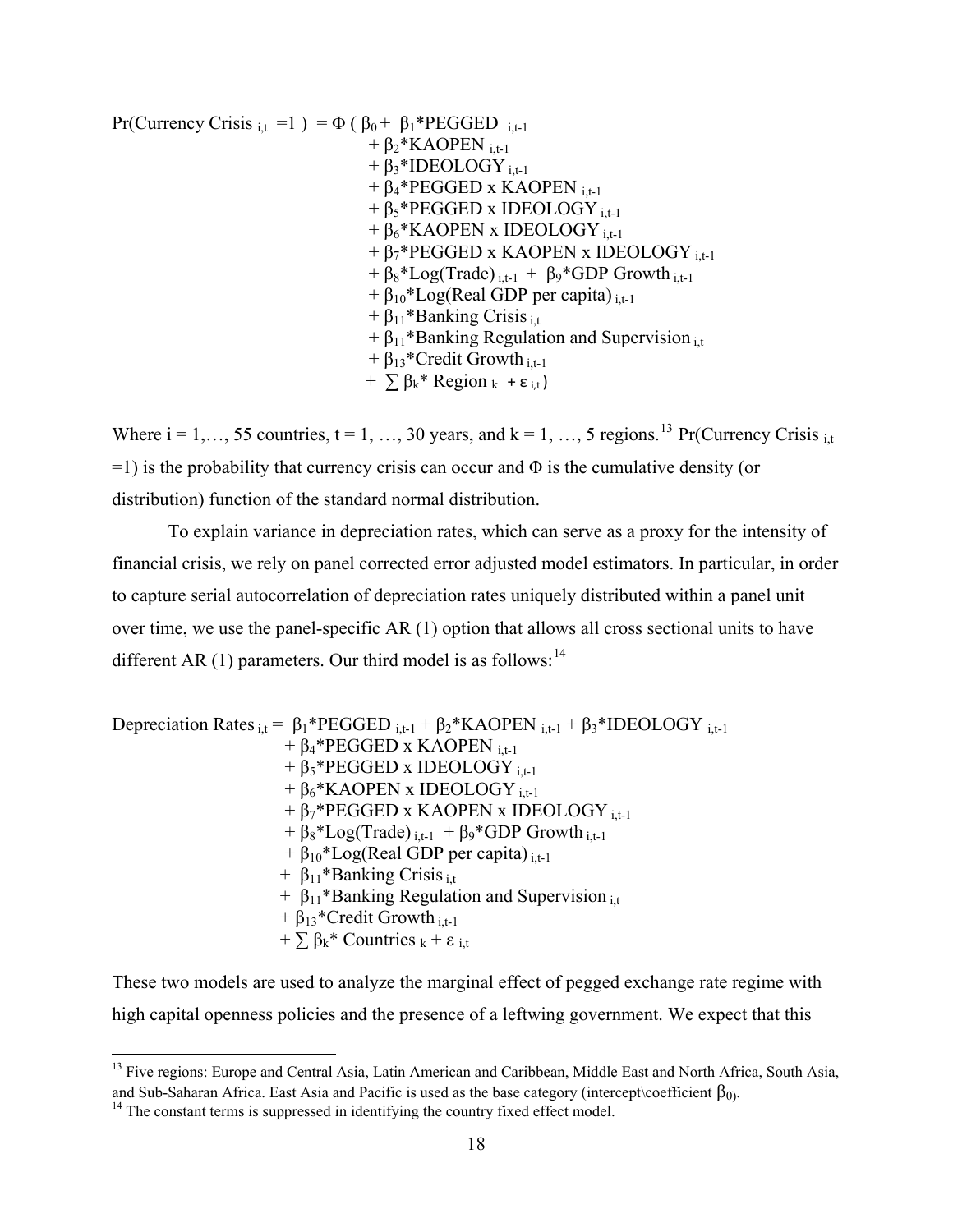$$
\begin{aligned}
\Pr(\text{Currency Crisis}_{i,t} = 1) = \Phi\,(\, & \beta_0 + \beta_1{*}\text{PEGGED}_{i,t-1} \\
& + \beta_2{*}\text{KAOPEN}_{i,t-1} \\
& + \beta_3{*}\text{IDEOLOGY}_{i,t-1} \\
& + \beta_4{*}\text{PEGGED x KAOPEN}_{i,t-1} \\
& + \beta_5{*}\text{PEGGED x IDEOLOGY}_{i,t-1} \\
& + \beta_6{*}\text{KAOPEN x IDEOLOGY}_{i,t-1} \\
& + \beta_7{*}\text{PEGGED x KAOPEN x IDEOLOGY}_{i,t-1} \\
& + \beta_8{*}\text{Log(Trade)}_{i,t-1} + \beta_9{*}\text{GDP Growth}_{i,t-1} \\
& + \beta_{10}{*}\text{Log(Real GDP per capita)}_{i,t-1} \\
& + \beta_{11}{*}\text{Banking Crisis}_{i,t} \\
& + \beta_{11}{*}\text{Banking Regulation and Supervision}_{i,t} \\
& + \beta_{13}{*}\text{Credit Growth}_{i,t-1} \\
& + \textstyle\sum \beta_k{*}\text{ Region}_k + \varepsilon_{i,t})
\end{aligned}
$$

Where i = 1,…, 55 countries, t = 1, …, 30 years, and k = 1, …, 5 regions.[13] $\Pr(\text{Currency Crisis}_{i,t} = 1)$ is the probability that currency crisis can occur and $\Phi$ is the cumulative density (or distribution) function of the standard normal distribution.

To explain variance in depreciation rates, which can serve as a proxy for the intensity of financial crisis, we rely on panel corrected error adjusted model estimators. In particular, in order to capture serial autocorrelation of depreciation rates uniquely distributed within a panel unit over time, we use the panel-specific AR (1) option that allows all cross sectional units to have different AR (1) parameters. Our third model is as follows:[14]

$$
\begin{aligned}
\text{Depreciation Rates}_{i,t} = \; & \beta_1{*}\text{PEGGED}_{i,t-1} + \beta_2{*}\text{KAOPEN}_{i,t-1} + \beta_3{*}\text{IDEOLOGY}_{i,t-1} \\
& + \beta_4{*}\text{PEGGED x KAOPEN}_{i,t-1} \\
& + \beta_5{*}\text{PEGGED x IDEOLOGY}_{i,t-1} \\
& + \beta_6{*}\text{KAOPEN x IDEOLOGY}_{i,t-1} \\
& + \beta_7{*}\text{PEGGED x KAOPEN x IDEOLOGY}_{i,t-1} \\
& + \beta_8{*}\text{Log(Trade)}_{i,t-1} + \beta_9{*}\text{GDP Growth}_{i,t-1} \\
& + \beta_{10}{*}\text{Log(Real GDP per capita)}_{i,t-1} \\
& + \beta_{11}{*}\text{Banking Crisis}_{i,t} \\
& + \beta_{11}{*}\text{Banking Regulation and Supervision}_{i,t} \\
& + \beta_{13}{*}\text{Credit Growth}_{i,t-1} \\
& + \textstyle\sum \beta_k{*}\text{ Countries}_k + \varepsilon_{i,t}
\end{aligned}
$$

These two models are used to analyze the marginal effect of pegged exchange rate regime with high capital openness policies and the presence of a leftwing government. We expect that this

[13] Five regions: Europe and Central Asia, Latin American and Caribbean, Middle East and North Africa, South Asia, and Sub-Saharan Africa. East Asia and Pacific is used as the base category (intercept\coefficient $\beta_0$).

[14] The constant terms is suppressed in identifying the country fixed effect model.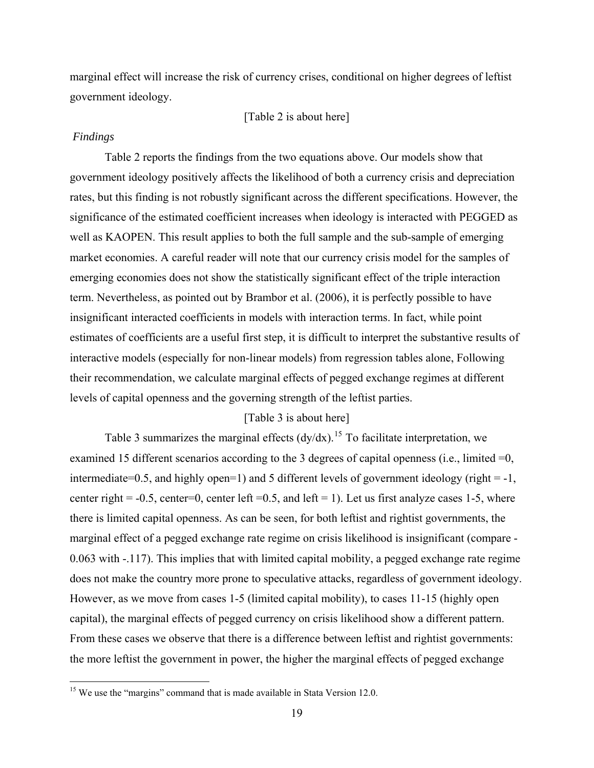marginal effect will increase the risk of currency crises, conditional on higher degrees of leftist government ideology.

[Table 2 is about here]

*Findings*

Table 2 reports the findings from the two equations above. Our models show that government ideology positively affects the likelihood of both a currency crisis and depreciation rates, but this finding is not robustly significant across the different specifications. However, the significance of the estimated coefficient increases when ideology is interacted with PEGGED as well as KAOPEN. This result applies to both the full sample and the sub-sample of emerging market economies. A careful reader will note that our currency crisis model for the samples of emerging economies does not show the statistically significant effect of the triple interaction term. Nevertheless, as pointed out by Brambor et al. (2006), it is perfectly possible to have insignificant interacted coefficients in models with interaction terms. In fact, while point estimates of coefficients are a useful first step, it is difficult to interpret the substantive results of interactive models (especially for non-linear models) from regression tables alone, Following their recommendation, we calculate marginal effects of pegged exchange regimes at different levels of capital openness and the governing strength of the leftist parties.

[Table 3 is about here]

Table 3 summarizes the marginal effects (dy/dx).[15] To facilitate interpretation, we examined 15 different scenarios according to the 3 degrees of capital openness (i.e., limited =0, intermediate=0.5, and highly open=1) and 5 different levels of government ideology (right = -1, center right = -0.5, center=0, center left =0.5, and left = 1). Let us first analyze cases 1-5, where there is limited capital openness. As can be seen, for both leftist and rightist governments, the marginal effect of a pegged exchange rate regime on crisis likelihood is insignificant (compare -0.063 with -.117). This implies that with limited capital mobility, a pegged exchange rate regime does not make the country more prone to speculative attacks, regardless of government ideology. However, as we move from cases 1-5 (limited capital mobility), to cases 11-15 (highly open capital), the marginal effects of pegged currency on crisis likelihood show a different pattern. From these cases we observe that there is a difference between leftist and rightist governments: the more leftist the government in power, the higher the marginal effects of pegged exchange

[15] We use the "margins" command that is made available in Stata Version 12.0.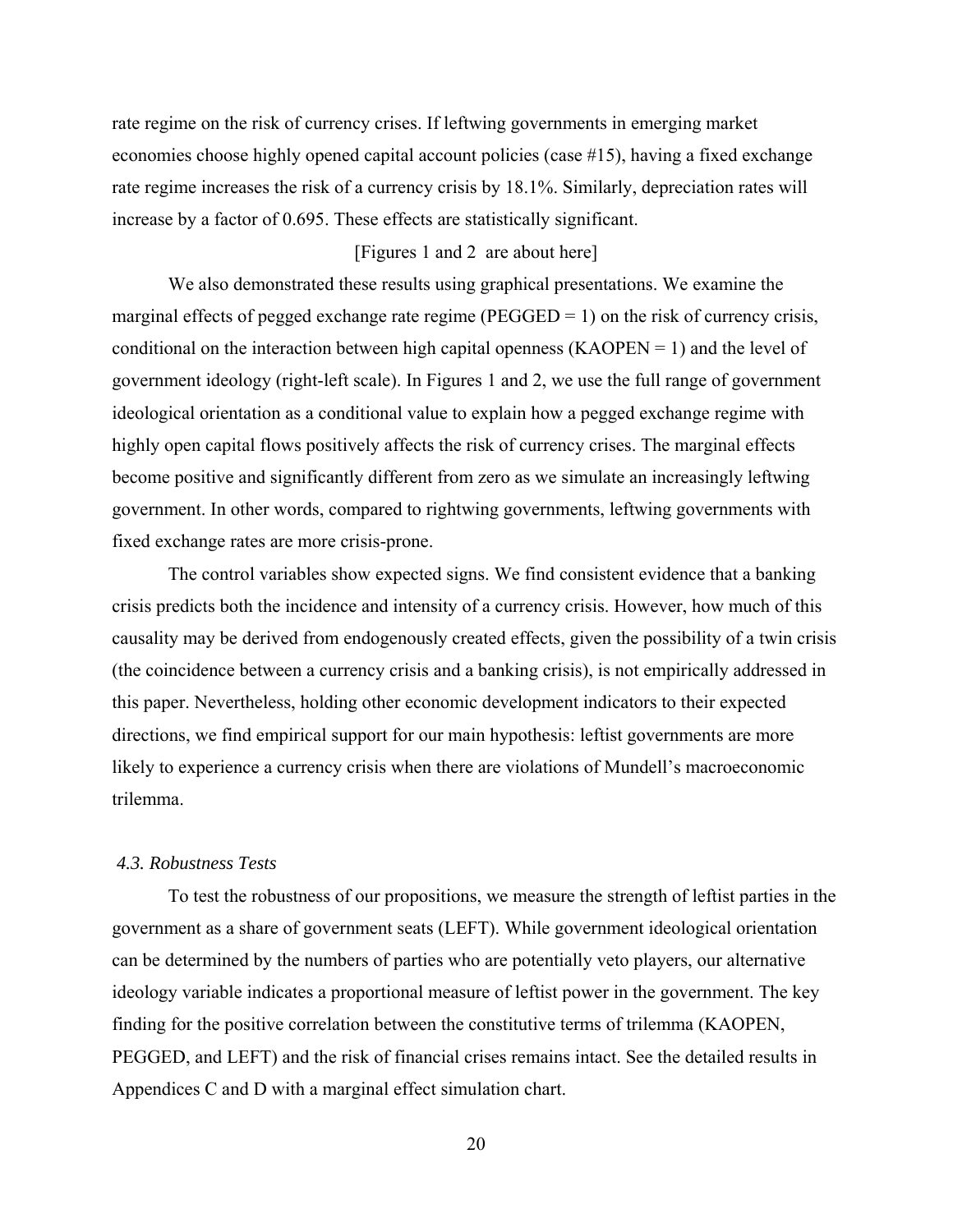rate regime on the risk of currency crises. If leftwing governments in emerging market economies choose highly opened capital account policies (case #15), having a fixed exchange rate regime increases the risk of a currency crisis by 18.1%. Similarly, depreciation rates will increase by a factor of 0.695. These effects are statistically significant.

[Figures 1 and 2 are about here]

We also demonstrated these results using graphical presentations. We examine the marginal effects of pegged exchange rate regime (PEGGED = 1) on the risk of currency crisis, conditional on the interaction between high capital openness (KAOPEN = 1) and the level of government ideology (right-left scale). In Figures 1 and 2, we use the full range of government ideological orientation as a conditional value to explain how a pegged exchange regime with highly open capital flows positively affects the risk of currency crises. The marginal effects become positive and significantly different from zero as we simulate an increasingly leftwing government. In other words, compared to rightwing governments, leftwing governments with fixed exchange rates are more crisis-prone.

The control variables show expected signs. We find consistent evidence that a banking crisis predicts both the incidence and intensity of a currency crisis. However, how much of this causality may be derived from endogenously created effects, given the possibility of a twin crisis (the coincidence between a currency crisis and a banking crisis), is not empirically addressed in this paper. Nevertheless, holding other economic development indicators to their expected directions, we find empirical support for our main hypothesis: leftist governments are more likely to experience a currency crisis when there are violations of Mundell's macroeconomic trilemma.

### *4.3. Robustness Tests*

To test the robustness of our propositions, we measure the strength of leftist parties in the government as a share of government seats (LEFT). While government ideological orientation can be determined by the numbers of parties who are potentially veto players, our alternative ideology variable indicates a proportional measure of leftist power in the government. The key finding for the positive correlation between the constitutive terms of trilemma (KAOPEN, PEGGED, and LEFT) and the risk of financial crises remains intact. See the detailed results in Appendices C and D with a marginal effect simulation chart.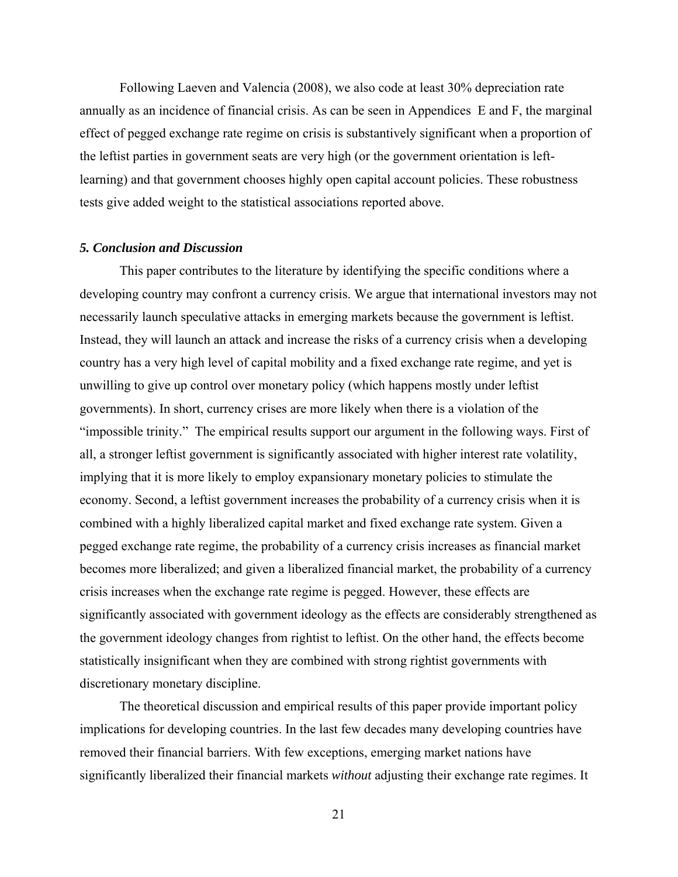Following Laeven and Valencia (2008), we also code at least 30% depreciation rate annually as an incidence of financial crisis. As can be seen in Appendices E and F, the marginal effect of pegged exchange rate regime on crisis is substantively significant when a proportion of the leftist parties in government seats are very high (or the government orientation is left-learning) and that government chooses highly open capital account policies. These robustness tests give added weight to the statistical associations reported above.

### *5. Conclusion and Discussion*

This paper contributes to the literature by identifying the specific conditions where a developing country may confront a currency crisis. We argue that international investors may not necessarily launch speculative attacks in emerging markets because the government is leftist. Instead, they will launch an attack and increase the risks of a currency crisis when a developing country has a very high level of capital mobility and a fixed exchange rate regime, and yet is unwilling to give up control over monetary policy (which happens mostly under leftist governments). In short, currency crises are more likely when there is a violation of the "impossible trinity." The empirical results support our argument in the following ways. First of all, a stronger leftist government is significantly associated with higher interest rate volatility, implying that it is more likely to employ expansionary monetary policies to stimulate the economy. Second, a leftist government increases the probability of a currency crisis when it is combined with a highly liberalized capital market and fixed exchange rate system. Given a pegged exchange rate regime, the probability of a currency crisis increases as financial market becomes more liberalized; and given a liberalized financial market, the probability of a currency crisis increases when the exchange rate regime is pegged. However, these effects are significantly associated with government ideology as the effects are considerably strengthened as the government ideology changes from rightist to leftist. On the other hand, the effects become statistically insignificant when they are combined with strong rightist governments with discretionary monetary discipline.

The theoretical discussion and empirical results of this paper provide important policy implications for developing countries. In the last few decades many developing countries have removed their financial barriers. With few exceptions, emerging market nations have significantly liberalized their financial markets *without* adjusting their exchange rate regimes. It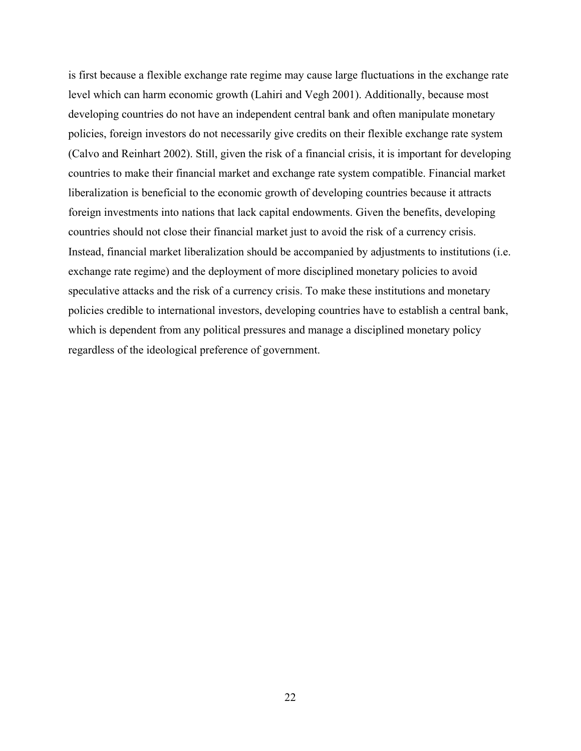is first because a flexible exchange rate regime may cause large fluctuations in the exchange rate level which can harm economic growth (Lahiri and Vegh 2001). Additionally, because most developing countries do not have an independent central bank and often manipulate monetary policies, foreign investors do not necessarily give credits on their flexible exchange rate system (Calvo and Reinhart 2002). Still, given the risk of a financial crisis, it is important for developing countries to make their financial market and exchange rate system compatible. Financial market liberalization is beneficial to the economic growth of developing countries because it attracts foreign investments into nations that lack capital endowments. Given the benefits, developing countries should not close their financial market just to avoid the risk of a currency crisis. Instead, financial market liberalization should be accompanied by adjustments to institutions (i.e. exchange rate regime) and the deployment of more disciplined monetary policies to avoid speculative attacks and the risk of a currency crisis. To make these institutions and monetary policies credible to international investors, developing countries have to establish a central bank, which is dependent from any political pressures and manage a disciplined monetary policy regardless of the ideological preference of government.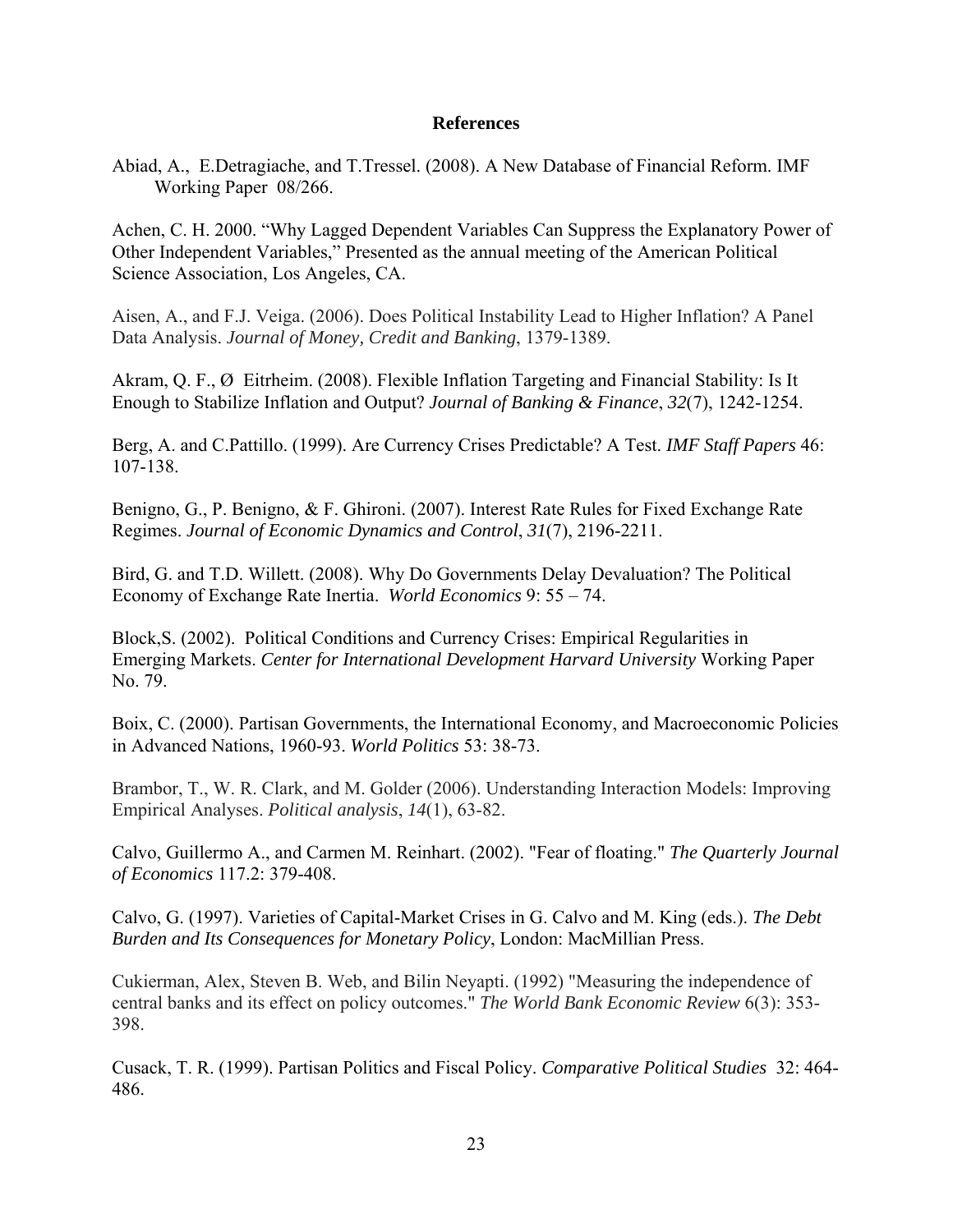**References**

Abiad, A., E.Detragiache, and T.Tressel. (2008). A New Database of Financial Reform. IMF Working Paper 08/266.

Achen, C. H. 2000. "Why Lagged Dependent Variables Can Suppress the Explanatory Power of Other Independent Variables," Presented as the annual meeting of the American Political Science Association, Los Angeles, CA.

Aisen, A., and F.J. Veiga. (2006). Does Political Instability Lead to Higher Inflation? A Panel Data Analysis. *Journal of Money, Credit and Banking*, 1379-1389.

Akram, Q. F., Ø Eitrheim. (2008). Flexible Inflation Targeting and Financial Stability: Is It Enough to Stabilize Inflation and Output? *Journal of Banking & Finance*, *32*(7), 1242-1254.

Berg, A. and C.Pattillo. (1999). Are Currency Crises Predictable? A Test. *IMF Staff Papers* 46: 107-138.

Benigno, G., P. Benigno, & F. Ghironi. (2007). Interest Rate Rules for Fixed Exchange Rate Regimes. *Journal of Economic Dynamics and Control*, *31*(7), 2196-2211.

Bird, G. and T.D. Willett. (2008). Why Do Governments Delay Devaluation? The Political Economy of Exchange Rate Inertia. *World Economics* 9: 55 – 74.

Block,S. (2002). Political Conditions and Currency Crises: Empirical Regularities in Emerging Markets. *Center for International Development Harvard University* Working Paper No. 79.

Boix, C. (2000). Partisan Governments, the International Economy, and Macroeconomic Policies in Advanced Nations, 1960-93. *World Politics* 53: 38-73.

Brambor, T., W. R. Clark, and M. Golder (2006). Understanding Interaction Models: Improving Empirical Analyses. *Political analysis*, *14*(1), 63-82.

Calvo, Guillermo A., and Carmen M. Reinhart. (2002). "Fear of floating." *The Quarterly Journal of Economics* 117.2: 379-408.

Calvo, G. (1997). Varieties of Capital-Market Crises in G. Calvo and M. King (eds.). *The Debt Burden and Its Consequences for Monetary Policy*, London: MacMillian Press.

Cukierman, Alex, Steven B. Web, and Bilin Neyapti. (1992) "Measuring the independence of central banks and its effect on policy outcomes." *The World Bank Economic Review* 6(3): 353-398.

Cusack, T. R. (1999). Partisan Politics and Fiscal Policy. *Comparative Political Studies* 32: 464-486.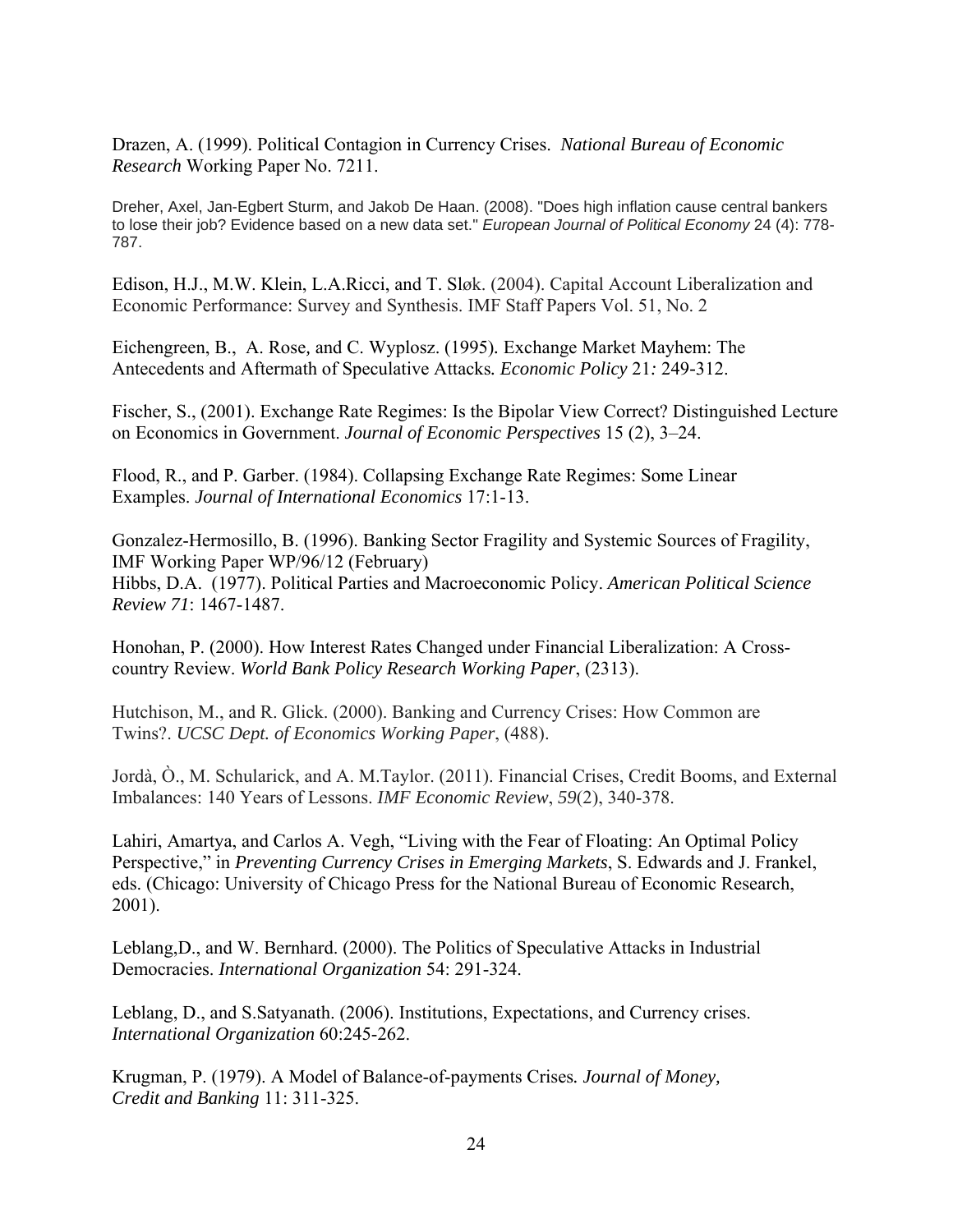Drazen, A. (1999). Political Contagion in Currency Crises. *National Bureau of Economic Research* Working Paper No. 7211.

Dreher, Axel, Jan-Egbert Sturm, and Jakob De Haan. (2008). "Does high inflation cause central bankers to lose their job? Evidence based on a new data set." *European Journal of Political Economy* 24 (4): 778-787.

Edison, H.J., M.W. Klein, L.A.Ricci, and T. Sløk. (2004). Capital Account Liberalization and Economic Performance: Survey and Synthesis. IMF Staff Papers Vol. 51, No. 2

Eichengreen, B., A. Rose, and C. Wyplosz. (1995). Exchange Market Mayhem: The Antecedents and Aftermath of Speculative Attacks. *Economic Policy* 21: 249-312.

Fischer, S., (2001). Exchange Rate Regimes: Is the Bipolar View Correct? Distinguished Lecture on Economics in Government. *Journal of Economic Perspectives* 15 (2), 3–24.

Flood, R., and P. Garber. (1984). Collapsing Exchange Rate Regimes: Some Linear Examples. *Journal of International Economics* 17:1-13.

Gonzalez-Hermosillo, B. (1996). Banking Sector Fragility and Systemic Sources of Fragility, IMF Working Paper WP/96/12 (February)

Hibbs, D.A. (1977). Political Parties and Macroeconomic Policy. *American Political Science Review 71*: 1467-1487.

Honohan, P. (2000). How Interest Rates Changed under Financial Liberalization: A Cross-country Review. *World Bank Policy Research Working Paper*, (2313).

Hutchison, M., and R. Glick. (2000). Banking and Currency Crises: How Common are Twins?. *UCSC Dept. of Economics Working Paper*, (488).

Jordà, Ò., M. Schularick, and A. M.Taylor. (2011). Financial Crises, Credit Booms, and External Imbalances: 140 Years of Lessons. *IMF Economic Review*, *59*(2), 340-378.

Lahiri, Amartya, and Carlos A. Vegh, "Living with the Fear of Floating: An Optimal Policy Perspective," in *Preventing Currency Crises in Emerging Markets*, S. Edwards and J. Frankel, eds. (Chicago: University of Chicago Press for the National Bureau of Economic Research, 2001).

Leblang,D., and W. Bernhard. (2000). The Politics of Speculative Attacks in Industrial Democracies. *International Organization* 54: 291-324.

Leblang, D., and S.Satyanath. (2006). Institutions, Expectations, and Currency crises. *International Organization* 60:245-262.

Krugman, P. (1979). A Model of Balance-of-payments Crises. *Journal of Money, Credit and Banking* 11: 311-325.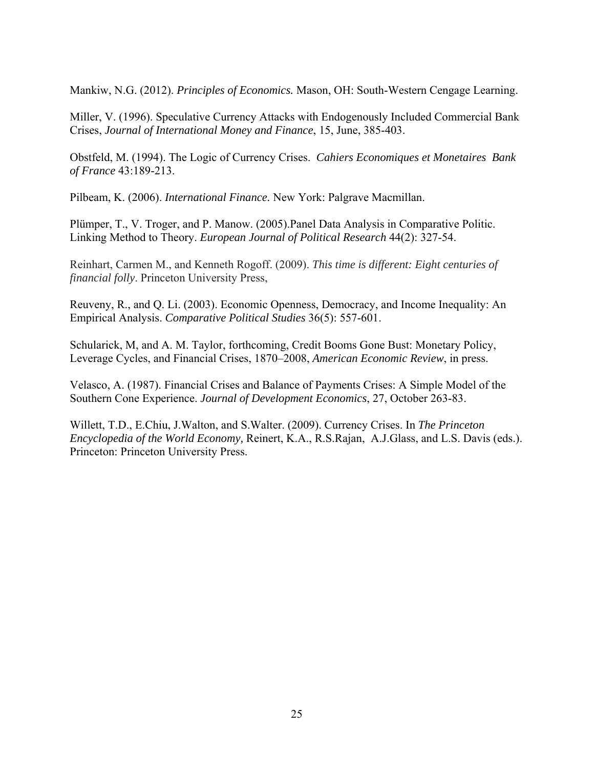Mankiw, N.G. (2012). *Principles of Economics.* Mason, OH: South-Western Cengage Learning.

Miller, V. (1996). Speculative Currency Attacks with Endogenously Included Commercial Bank Crises, *Journal of International Money and Finance*, 15, June, 385-403.

Obstfeld, M. (1994). The Logic of Currency Crises. *Cahiers Economiques et Monetaires Bank of France* 43:189-213.

Pilbeam, K. (2006). *International Finance.* New York: Palgrave Macmillan.

Plümper, T., V. Troger, and P. Manow. (2005).Panel Data Analysis in Comparative Politic. Linking Method to Theory. *European Journal of Political Research* 44(2): 327-54.

Reinhart, Carmen M., and Kenneth Rogoff. (2009). *This time is different: Eight centuries of financial folly*. Princeton University Press,

Reuveny, R., and Q. Li. (2003). Economic Openness, Democracy, and Income Inequality: An Empirical Analysis. *Comparative Political Studies* 36(5): 557-601.

Schularick, M, and A. M. Taylor, forthcoming, Credit Booms Gone Bust: Monetary Policy, Leverage Cycles, and Financial Crises, 1870–2008, *American Economic Review*, in press.

Velasco, A. (1987). Financial Crises and Balance of Payments Crises: A Simple Model of the Southern Cone Experience. *Journal of Development Economics*, 27, October 263-83.

Willett, T.D., E.Chiu, J.Walton, and S.Walter. (2009). Currency Crises. In *The Princeton Encyclopedia of the World Economy,* Reinert, K.A., R.S.Rajan, A.J.Glass, and L.S. Davis (eds.). Princeton: Princeton University Press.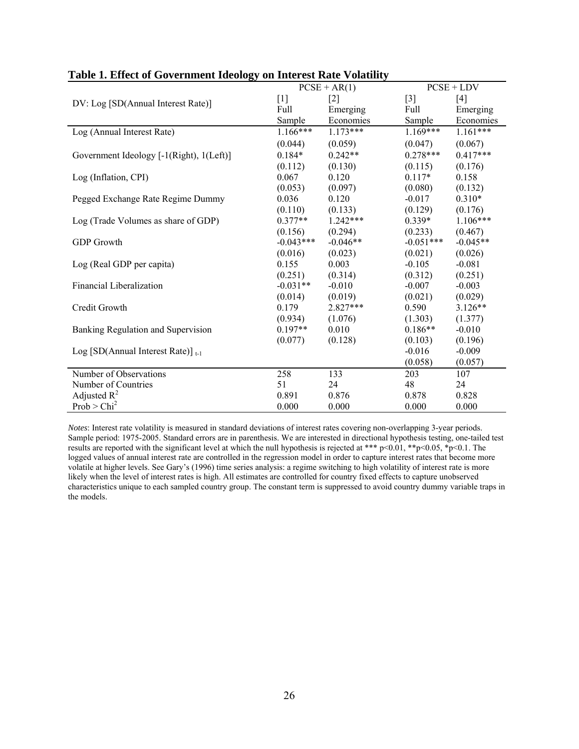**Table 1. Effect of Government Ideology on Interest Rate Volatility**

| DV: Log [SD(Annual Interest Rate)] | PCSE + AR(1) | | PCSE + LDV | |
|---|---|---|---|---|
| | [1] Full Sample | [2] Emerging Economies | [3] Full Sample | [4] Emerging Economies |
| Log (Annual Interest Rate) | 1.166*** | 1.173*** | 1.169*** | 1.161*** |
| | (0.044) | (0.059) | (0.047) | (0.067) |
| Government Ideology [-1(Right), 1(Left)] | 0.184* | 0.242** | 0.278*** | 0.417*** |
| | (0.112) | (0.130) | (0.115) | (0.176) |
| Log (Inflation, CPI) | 0.067 | 0.120 | 0.117* | 0.158 |
| | (0.053) | (0.097) | (0.080) | (0.132) |
| Pegged Exchange Rate Regime Dummy | 0.036 | 0.120 | -0.017 | 0.310* |
| | (0.110) | (0.133) | (0.129) | (0.176) |
| Log (Trade Volumes as share of GDP) | 0.377** | 1.242*** | 0.339* | 1.106*** |
| | (0.156) | (0.294) | (0.233) | (0.467) |
| GDP Growth | -0.043*** | -0.046** | -0.051*** | -0.045** |
| | (0.016) | (0.023) | (0.021) | (0.026) |
| Log (Real GDP per capita) | 0.155 | 0.003 | -0.105 | -0.081 |
| | (0.251) | (0.314) | (0.312) | (0.251) |
| Financial Liberalization | -0.031** | -0.010 | -0.007 | -0.003 |
| | (0.014) | (0.019) | (0.021) | (0.029) |
| Credit Growth | 0.179 | 2.827*** | 0.590 | 3.126** |
| | (0.934) | (1.076) | (1.303) | (1.377) |
| Banking Regulation and Supervision | 0.197** | 0.010 | 0.186** | -0.010 |
| | (0.077) | (0.128) | (0.103) | (0.196) |
| Log [SD(Annual Interest Rate)] $_{t-1}$ | | | -0.016 | -0.009 |
| | | | (0.058) | (0.057) |
| Number of Observations | 258 | 133 | 203 | 107 |
| Number of Countries | 51 | 24 | 48 | 24 |
| Adjusted $R^2$ | 0.891 | 0.876 | 0.878 | 0.828 |
| Prob > $Chi^2$ | 0.000 | 0.000 | 0.000 | 0.000 |

*Notes*: Interest rate volatility is measured in standard deviations of interest rates covering non-overlapping 3-year periods. Sample period: 1975-2005. Standard errors are in parenthesis. We are interested in directional hypothesis testing, one-tailed test results are reported with the significant level at which the null hypothesis is rejected at *** p<0.01, **p<0.05, *p<0.1. The logged values of annual interest rate are controlled in the regression model in order to capture interest rates that become more volatile at higher levels. See Gary's (1996) time series analysis: a regime switching to high volatility of interest rate is more likely when the level of interest rates is high. All estimates are controlled for country fixed effects to capture unobserved characteristics unique to each sampled country group. The constant term is suppressed to avoid country dummy variable traps in the models.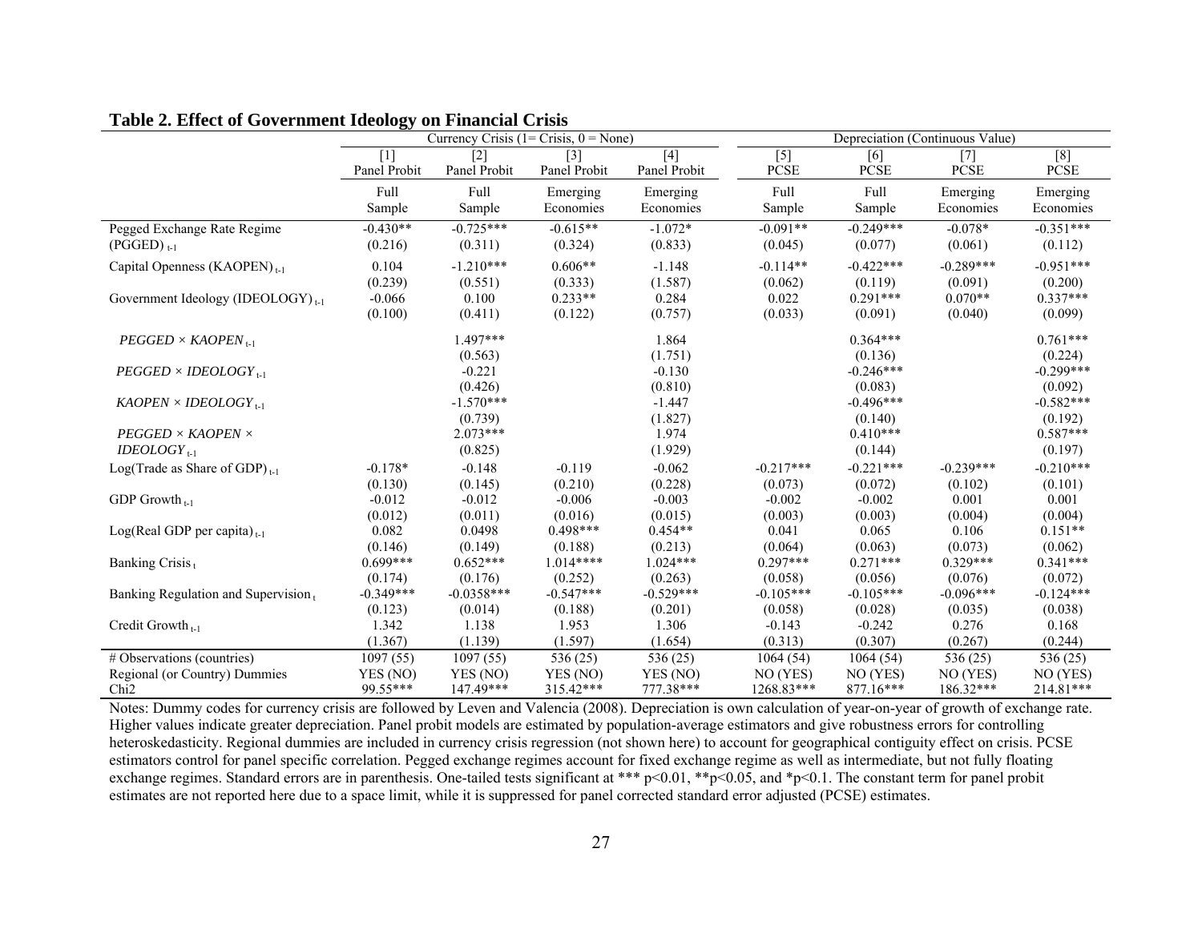**Table 2. Effect of Government Ideology on Financial Crisis**

| | Currency Crisis (1= Crisis, 0 = None) | | | | Depreciation (Continuous Value) | | | |
|---|---|---|---|---|---|---|---|---|
| | [1] | [2] | [3] | [4] | [5] | [6] | [7] | [8] |
| | Panel Probit | Panel Probit | Panel Probit | Panel Probit | PCSE | PCSE | PCSE | PCSE |
| | Full Sample | Full Sample | Emerging Economies | Emerging Economies | Full Sample | Full Sample | Emerging Economies | Emerging Economies |
| Pegged Exchange Rate Regime $(PGGED)_{t-1}$ | -0.430** | -0.725*** | -0.615** | -1.072* | -0.091** | -0.249*** | -0.078* | -0.351*** |
| | (0.216) | (0.311) | (0.324) | (0.833) | (0.045) | (0.077) | (0.061) | (0.112) |
| Capital Openness $(KAOPEN)_{t-1}$ | 0.104 | -1.210*** | 0.606** | -1.148 | -0.114** | -0.422*** | -0.289*** | -0.951*** |
| | (0.239) | (0.551) | (0.333) | (1.587) | (0.062) | (0.119) | (0.091) | (0.200) |
| Government Ideology $(IDEOLOGY)_{t-1}$ | -0.066 | 0.100 | 0.233** | 0.284 | 0.022 | 0.291*** | 0.070** | 0.337*** |
| | (0.100) | (0.411) | (0.122) | (0.757) | (0.033) | (0.091) | (0.040) | (0.099) |
| $PEGGED \times KAOPEN_{t-1}$ | | 1.497*** | | 1.864 | | 0.364*** | | 0.761*** |
| | | (0.563) | | (1.751) | | (0.136) | | (0.224) |
| $PEGGED \times IDEOLOGY_{t-1}$ | | -0.221 | | -0.130 | | -0.246*** | | -0.299*** |
| | | (0.426) | | (0.810) | | (0.083) | | (0.092) |
| $KAOPEN \times IDEOLOGY_{t-1}$ | | -1.570*** | | -1.447 | | -0.496*** | | -0.582*** |
| | | (0.739) | | (1.827) | | (0.140) | | (0.192) |
| $PEGGED \times KAOPEN \times IDEOLOGY_{t-1}$ | | 2.073*** | | 1.974 | | 0.410*** | | 0.587*** |
| | | (0.825) | | (1.929) | | (0.144) | | (0.197) |
| Log(Trade as Share of GDP) $_{t-1}$ | -0.178* | -0.148 | -0.119 | -0.062 | -0.217*** | -0.221*** | -0.239*** | -0.210*** |
| | (0.130) | (0.145) | (0.210) | (0.228) | (0.073) | (0.072) | (0.102) | (0.101) |
| GDP Growth $_{t-1}$ | -0.012 | -0.012 | -0.006 | -0.003 | -0.002 | -0.002 | 0.001 | 0.001 |
| | (0.012) | (0.011) | (0.016) | (0.015) | (0.003) | (0.003) | (0.004) | (0.004) |
| Log(Real GDP per capita) $_{t-1}$ | 0.082 | 0.0498 | 0.498*** | 0.454** | 0.041 | 0.065 | 0.106 | 0.151** |
| | (0.146) | (0.149) | (0.188) | (0.213) | (0.064) | (0.063) | (0.073) | (0.062) |
| Banking Crisis $_{t}$ | 0.699*** | 0.652*** | 1.014**** | 1.024*** | 0.297*** | 0.271*** | 0.329*** | 0.341*** |
| | (0.174) | (0.176) | (0.252) | (0.263) | (0.058) | (0.056) | (0.076) | (0.072) |
| Banking Regulation and Supervision $_{t}$ | -0.349*** | -0.0358*** | -0.547*** | -0.529*** | -0.105*** | -0.105*** | -0.096*** | -0.124*** |
| | (0.123) | (0.014) | (0.188) | (0.201) | (0.058) | (0.028) | (0.035) | (0.038) |
| Credit Growth $_{t-1}$ | 1.342 | 1.138 | 1.953 | 1.306 | -0.143 | -0.242 | 0.276 | 0.168 |
| | (1.367) | (1.139) | (1.597) | (1.654) | (0.313) | (0.307) | (0.267) | (0.244) |
| # Observations (countries) | 1097 (55) | 1097 (55) | 536 (25) | 536 (25) | 1064 (54) | 1064 (54) | 536 (25) | 536 (25) |
| Regional (or Country) Dummies | YES (NO) | YES (NO) | YES (NO) | YES (NO) | NO (YES) | NO (YES) | NO (YES) | NO (YES) |
| Chi2 | 99.55*** | 147.49*** | 315.42*** | 777.38*** | 1268.83*** | 877.16*** | 186.32*** | 214.81*** |

Notes: Dummy codes for currency crisis are followed by Leven and Valencia (2008). Depreciation is own calculation of year-on-year of growth of exchange rate. Higher values indicate greater depreciation. Panel probit models are estimated by population-average estimators and give robustness errors for controlling heteroskedasticity. Regional dummies are included in currency crisis regression (not shown here) to account for geographical contiguity effect on crisis. PCSE estimators control for panel specific correlation. Pegged exchange regimes account for fixed exchange regime as well as intermediate, but not fully floating exchange regimes. Standard errors are in parenthesis. One-tailed tests significant at *** $p<0.01$, ** $p<0.05$, and * $p<0.1$. The constant term for panel probit estimates are not reported here due to a space limit, while it is suppressed for panel corrected standard error adjusted (PCSE) estimates.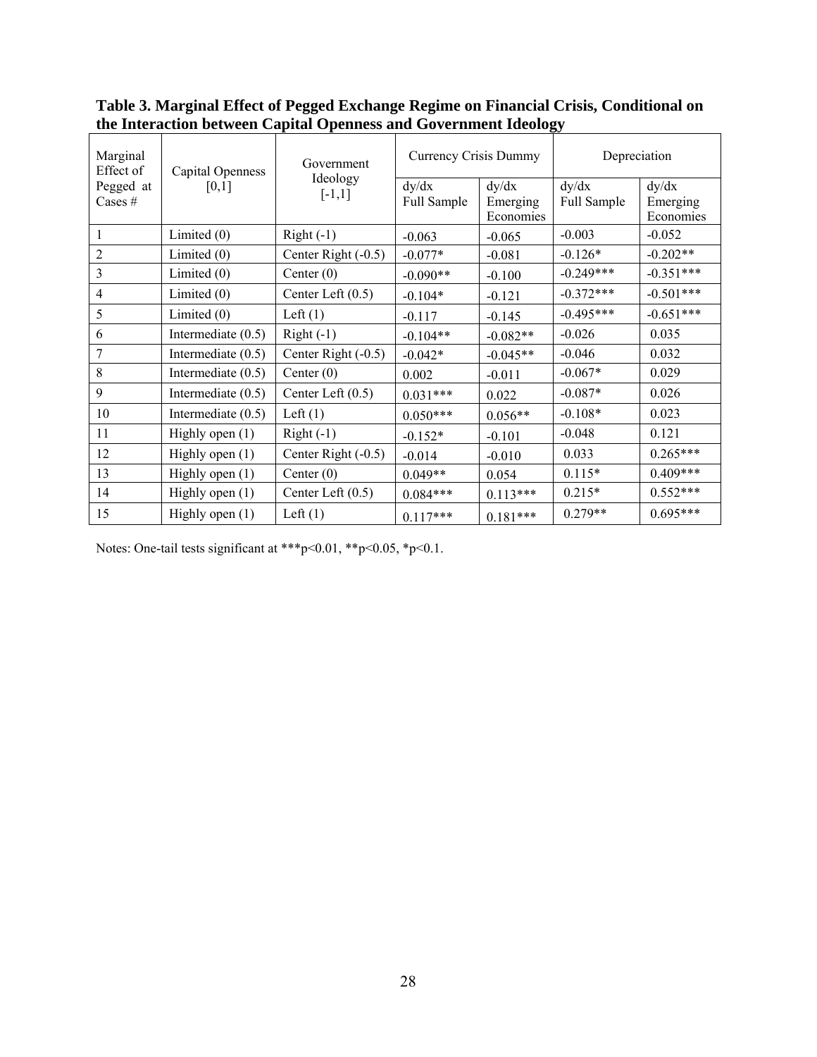**Table 3. Marginal Effect of Pegged Exchange Regime on Financial Crisis, Conditional on the Interaction between Capital Openness and Government Ideology**

| Marginal Effect of Pegged at Cases # | Capital Openness [0,1] | Government Ideology [-1,1] | Currency Crisis Dummy | | Depreciation | |
|---|---|---|---|---|---|---|
| | | | dy/dx Full Sample | dy/dx Emerging Economies | dy/dx Full Sample | dy/dx Emerging Economies |
| 1 | Limited (0) | Right (-1) | -0.063 | -0.065 | -0.003 | -0.052 |
| 2 | Limited (0) | Center Right (-0.5) | -0.077* | -0.081 | -0.126* | -0.202** |
| 3 | Limited (0) | Center (0) | -0.090** | -0.100 | -0.249*** | -0.351*** |
| 4 | Limited (0) | Center Left (0.5) | -0.104* | -0.121 | -0.372*** | -0.501*** |
| 5 | Limited (0) | Left (1) | -0.117 | -0.145 | -0.495*** | -0.651*** |
| 6 | Intermediate (0.5) | Right (-1) | -0.104** | -0.082** | -0.026 | 0.035 |
| 7 | Intermediate (0.5) | Center Right (-0.5) | -0.042* | -0.045** | -0.046 | 0.032 |
| 8 | Intermediate (0.5) | Center (0) | 0.002 | -0.011 | -0.067* | 0.029 |
| 9 | Intermediate (0.5) | Center Left (0.5) | 0.031*** | 0.022 | -0.087* | 0.026 |
| 10 | Intermediate (0.5) | Left (1) | 0.050*** | 0.056** | -0.108* | 0.023 |
| 11 | Highly open (1) | Right (-1) | -0.152* | -0.101 | -0.048 | 0.121 |
| 12 | Highly open (1) | Center Right (-0.5) | -0.014 | -0.010 | 0.033 | 0.265*** |
| 13 | Highly open (1) | Center (0) | 0.049** | 0.054 | 0.115* | 0.409*** |
| 14 | Highly open (1) | Center Left (0.5) | 0.084*** | 0.113*** | 0.215* | 0.552*** |
| 15 | Highly open (1) | Left (1) | 0.117*** | 0.181*** | 0.279** | 0.695*** |

Notes: One-tail tests significant at ***p<0.01, **p<0.05, *p<0.1.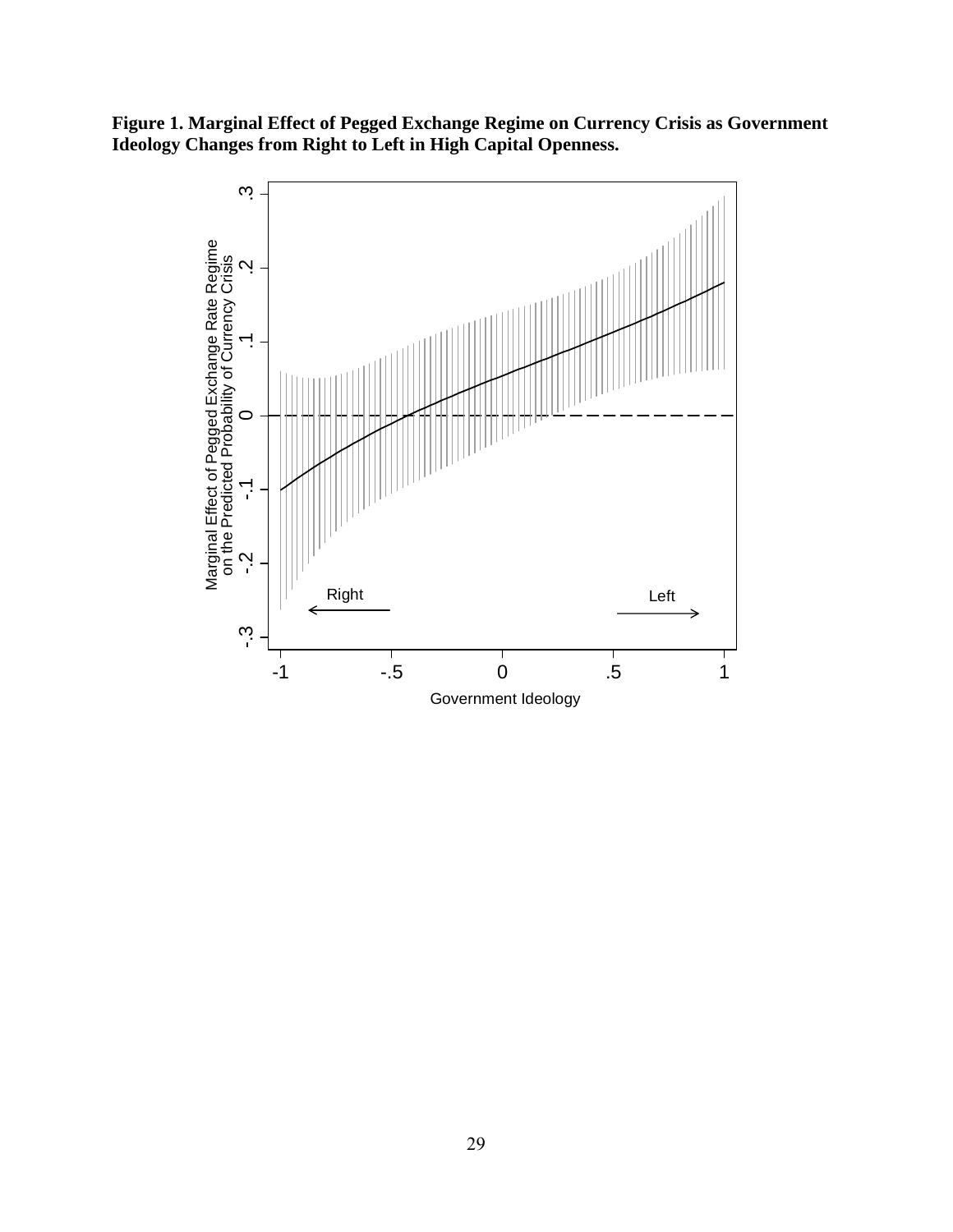**Figure 1. Marginal Effect of Pegged Exchange Regime on Currency Crisis as Government Ideology Changes from Right to Left in High Capital Openness.**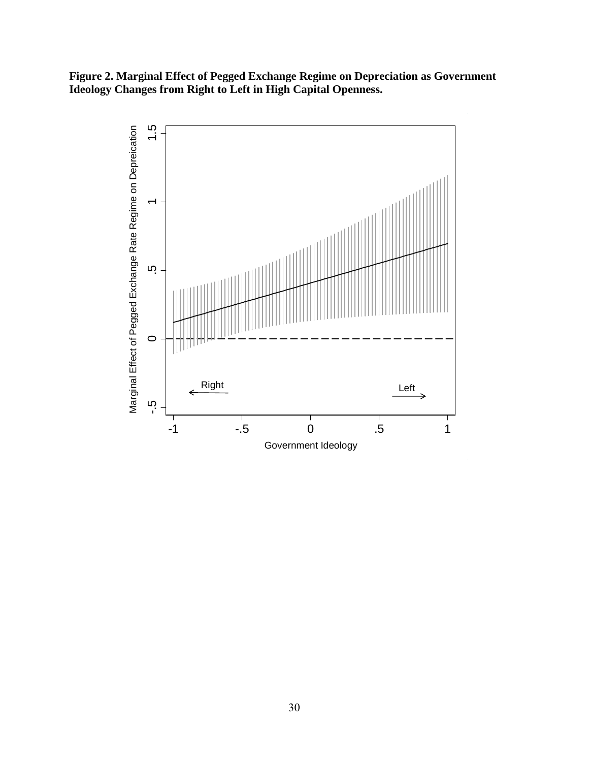**Figure 2. Marginal Effect of Pegged Exchange Regime on Depreciation as Government Ideology Changes from Right to Left in High Capital Openness.**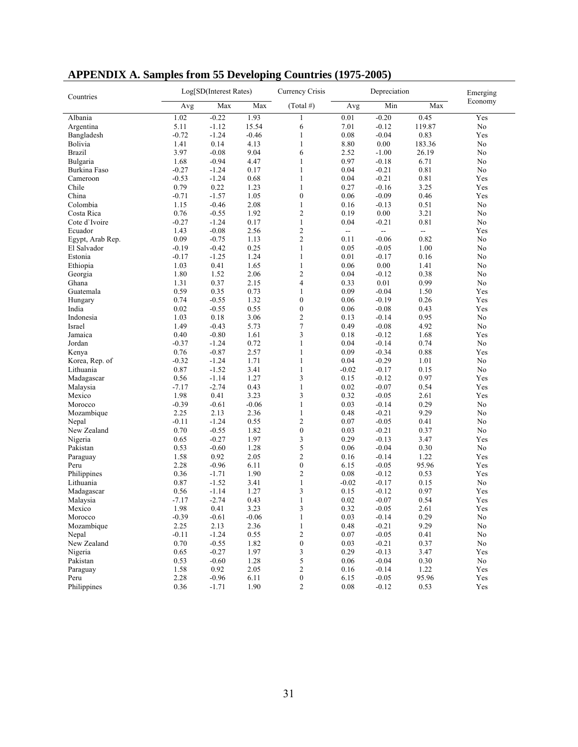## APPENDIX A. Samples from 55 Developing Countries (1975-2005)

| Countries | Log[SD(Interest Rates) | | | Currency Crisis | Depreciation | | | Emerging Economy |
|---|---|---|---|---|---|---|---|---|
| | Avg | Max | Max | (Total #) | Avg | Min | Max | |
| Albania | 1.02 | -0.22 | 1.93 | 1 | 0.01 | -0.20 | 0.45 | Yes |
| Argentina | 5.11 | -1.12 | 15.54 | 6 | 7.01 | -0.12 | 119.87 | No |
| Bangladesh | -0.72 | -1.24 | -0.46 | 1 | 0.08 | -0.04 | 0.83 | Yes |
| Bolivia | 1.41 | 0.14 | 4.13 | 1 | 8.80 | 0.00 | 183.36 | No |
| Brazil | 3.97 | -0.08 | 9.04 | 6 | 2.52 | -1.00 | 26.19 | No |
| Bulgaria | 1.68 | -0.94 | 4.47 | 1 | 0.97 | -0.18 | 6.71 | No |
| Burkina Faso | -0.27 | -1.24 | 0.17 | 1 | 0.04 | -0.21 | 0.81 | No |
| Cameroon | -0.53 | -1.24 | 0.68 | 1 | 0.04 | -0.21 | 0.81 | Yes |
| Chile | 0.79 | 0.22 | 1.23 | 1 | 0.27 | -0.16 | 3.25 | Yes |
| China | -0.71 | -1.57 | 1.05 | 0 | 0.06 | -0.09 | 0.46 | Yes |
| Colombia | 1.15 | -0.46 | 2.08 | 1 | 0.16 | -0.13 | 0.51 | No |
| Costa Rica | 0.76 | -0.55 | 1.92 | 2 | 0.19 | 0.00 | 3.21 | No |
| Cote d`Ivoire | -0.27 | -1.24 | 0.17 | 1 | 0.04 | -0.21 | 0.81 | No |
| Ecuador | 1.43 | -0.08 | 2.56 | 2 | -- | -- | -- | Yes |
| Egypt, Arab Rep. | 0.09 | -0.75 | 1.13 | 2 | 0.11 | -0.06 | 0.82 | No |
| El Salvador | -0.19 | -0.42 | 0.25 | 1 | 0.05 | -0.05 | 1.00 | No |
| Estonia | -0.17 | -1.25 | 1.24 | 1 | 0.01 | -0.17 | 0.16 | No |
| Ethiopia | 1.03 | 0.41 | 1.65 | 1 | 0.06 | 0.00 | 1.41 | No |
| Georgia | 1.80 | 1.52 | 2.06 | 2 | 0.04 | -0.12 | 0.38 | No |
| Ghana | 1.31 | 0.37 | 2.15 | 4 | 0.33 | 0.01 | 0.99 | No |
| Guatemala | 0.59 | 0.35 | 0.73 | 1 | 0.09 | -0.04 | 1.50 | Yes |
| Hungary | 0.74 | -0.55 | 1.32 | 0 | 0.06 | -0.19 | 0.26 | Yes |
| India | 0.02 | -0.55 | 0.55 | 0 | 0.06 | -0.08 | 0.43 | Yes |
| Indonesia | 1.03 | 0.18 | 3.06 | 2 | 0.13 | -0.14 | 0.95 | No |
| Israel | 1.49 | -0.43 | 5.73 | 7 | 0.49 | -0.08 | 4.92 | No |
| Jamaica | 0.40 | -0.80 | 1.61 | 3 | 0.18 | -0.12 | 1.68 | Yes |
| Jordan | -0.37 | -1.24 | 0.72 | 1 | 0.04 | -0.14 | 0.74 | No |
| Kenya | 0.76 | -0.87 | 2.57 | 1 | 0.09 | -0.34 | 0.88 | Yes |
| Korea, Rep. of | -0.32 | -1.24 | 1.71 | 1 | 0.04 | -0.29 | 1.01 | No |
| Lithuania | 0.87 | -1.52 | 3.41 | 1 | -0.02 | -0.17 | 0.15 | No |
| Madagascar | 0.56 | -1.14 | 1.27 | 3 | 0.15 | -0.12 | 0.97 | Yes |
| Malaysia | -7.17 | -2.74 | 0.43 | 1 | 0.02 | -0.07 | 0.54 | Yes |
| Mexico | 1.98 | 0.41 | 3.23 | 3 | 0.32 | -0.05 | 2.61 | Yes |
| Morocco | -0.39 | -0.61 | -0.06 | 1 | 0.03 | -0.14 | 0.29 | No |
| Mozambique | 2.25 | 2.13 | 2.36 | 1 | 0.48 | -0.21 | 9.29 | No |
| Nepal | -0.11 | -1.24 | 0.55 | 2 | 0.07 | -0.05 | 0.41 | No |
| New Zealand | 0.70 | -0.55 | 1.82 | 0 | 0.03 | -0.21 | 0.37 | No |
| Nigeria | 0.65 | -0.27 | 1.97 | 3 | 0.29 | -0.13 | 3.47 | Yes |
| Pakistan | 0.53 | -0.60 | 1.28 | 5 | 0.06 | -0.04 | 0.30 | No |
| Paraguay | 1.58 | 0.92 | 2.05 | 2 | 0.16 | -0.14 | 1.22 | Yes |
| Peru | 2.28 | -0.96 | 6.11 | 0 | 6.15 | -0.05 | 95.96 | Yes |
| Philippines | 0.36 | -1.71 | 1.90 | 2 | 0.08 | -0.12 | 0.53 | Yes |
| Lithuania | 0.87 | -1.52 | 3.41 | 1 | -0.02 | -0.17 | 0.15 | No |
| Madagascar | 0.56 | -1.14 | 1.27 | 3 | 0.15 | -0.12 | 0.97 | Yes |
| Malaysia | -7.17 | -2.74 | 0.43 | 1 | 0.02 | -0.07 | 0.54 | Yes |
| Mexico | 1.98 | 0.41 | 3.23 | 3 | 0.32 | -0.05 | 2.61 | Yes |
| Morocco | -0.39 | -0.61 | -0.06 | 1 | 0.03 | -0.14 | 0.29 | No |
| Mozambique | 2.25 | 2.13 | 2.36 | 1 | 0.48 | -0.21 | 9.29 | No |
| Nepal | -0.11 | -1.24 | 0.55 | 2 | 0.07 | -0.05 | 0.41 | No |
| New Zealand | 0.70 | -0.55 | 1.82 | 0 | 0.03 | -0.21 | 0.37 | No |
| Nigeria | 0.65 | -0.27 | 1.97 | 3 | 0.29 | -0.13 | 3.47 | Yes |
| Pakistan | 0.53 | -0.60 | 1.28 | 5 | 0.06 | -0.04 | 0.30 | No |
| Paraguay | 1.58 | 0.92 | 2.05 | 2 | 0.16 | -0.14 | 1.22 | Yes |
| Peru | 2.28 | -0.96 | 6.11 | 0 | 6.15 | -0.05 | 95.96 | Yes |
| Philippines | 0.36 | -1.71 | 1.90 | 2 | 0.08 | -0.12 | 0.53 | Yes |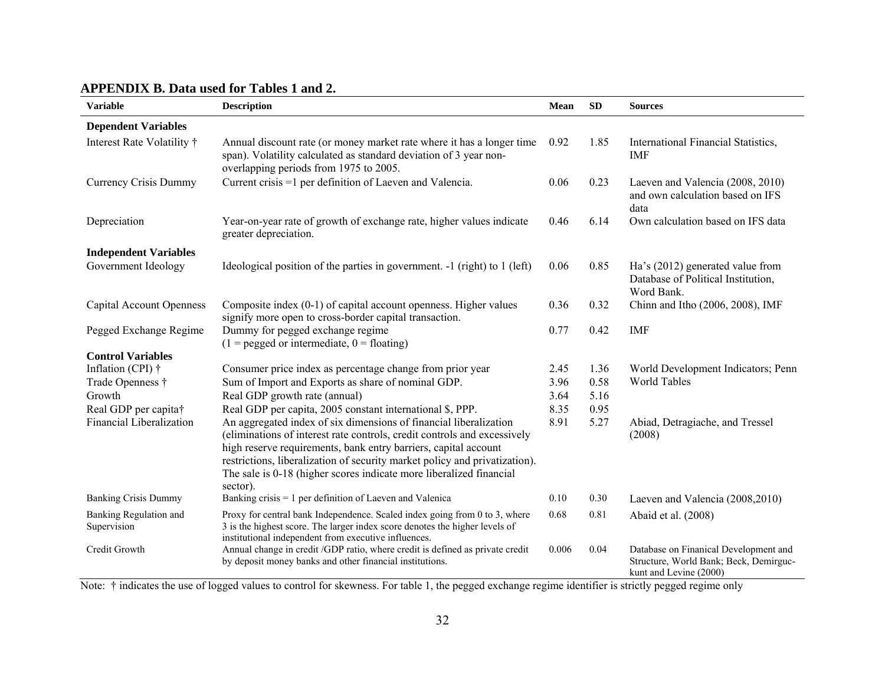## APPENDIX B. Data used for Tables 1 and 2.

| Variable | Description | Mean | SD | Sources |
|---|---|---|---|---|
| **Dependent Variables** | | | | |
| Interest Rate Volatility † | Annual discount rate (or money market rate where it has a longer time span). Volatility calculated as standard deviation of 3 year non-overlapping periods from 1975 to 2005. | 0.92 | 1.85 | International Financial Statistics, IMF |
| Currency Crisis Dummy | Current crisis =1 per definition of Laeven and Valencia. | 0.06 | 0.23 | Laeven and Valencia (2008, 2010) and own calculation based on IFS data |
| Depreciation | Year-on-year rate of growth of exchange rate, higher values indicate greater depreciation. | 0.46 | 6.14 | Own calculation based on IFS data |
| **Independent Variables** | | | | |
| Government Ideology | Ideological position of the parties in government. -1 (right) to 1 (left) | 0.06 | 0.85 | Ha's (2012) generated value from Database of Political Institution, Word Bank. |
| Capital Account Openness | Composite index (0-1) of capital account openness. Higher values signify more open to cross-border capital transaction. | 0.36 | 0.32 | Chinn and Itho (2006, 2008), IMF |
| Pegged Exchange Regime | Dummy for pegged exchange regime (1 = pegged or intermediate, 0 = floating) | 0.77 | 0.42 | IMF |
| **Control Variables** | | | | |
| Inflation (CPI) † | Consumer price index as percentage change from prior year | 2.45 | 1.36 | World Development Indicators; Penn World Tables |
| Trade Openness † | Sum of Import and Exports as share of nominal GDP. | 3.96 | 0.58 | |
| Growth | Real GDP growth rate (annual) | 3.64 | 5.16 | |
| Real GDP per capita† | Real GDP per capita, 2005 constant international $, PPP. | 8.35 | 0.95 | |
| Financial Liberalization | An aggregated index of six dimensions of financial liberalization (eliminations of interest rate controls, credit controls and excessively high reserve requirements, bank entry barriers, capital account restrictions, liberalization of security market policy and privatization). The sale is 0-18 (higher scores indicate more liberalized financial sector). | 8.91 | 5.27 | Abiad, Detragiache, and Tressel (2008) |
| Banking Crisis Dummy | Banking crisis = 1 per definition of Laeven and Valenica | 0.10 | 0.30 | Laeven and Valencia (2008,2010) |
| Banking Regulation and Supervision | Proxy for central bank Independence. Scaled index going from 0 to 3, where 3 is the highest score. The larger index score denotes the higher levels of institutional independent from executive influences. | 0.68 | 0.81 | Abaid et al. (2008) |
| Credit Growth | Annual change in credit /GDP ratio, where credit is defined as private credit by deposit money banks and other financial institutions. | 0.006 | 0.04 | Database on Finanical Development and Structure, World Bank; Beck, Demirguc-kunt and Levine (2000) |

Note: † indicates the use of logged values to control for skewness. For table 1, the pegged exchange regime identifier is strictly pegged regime only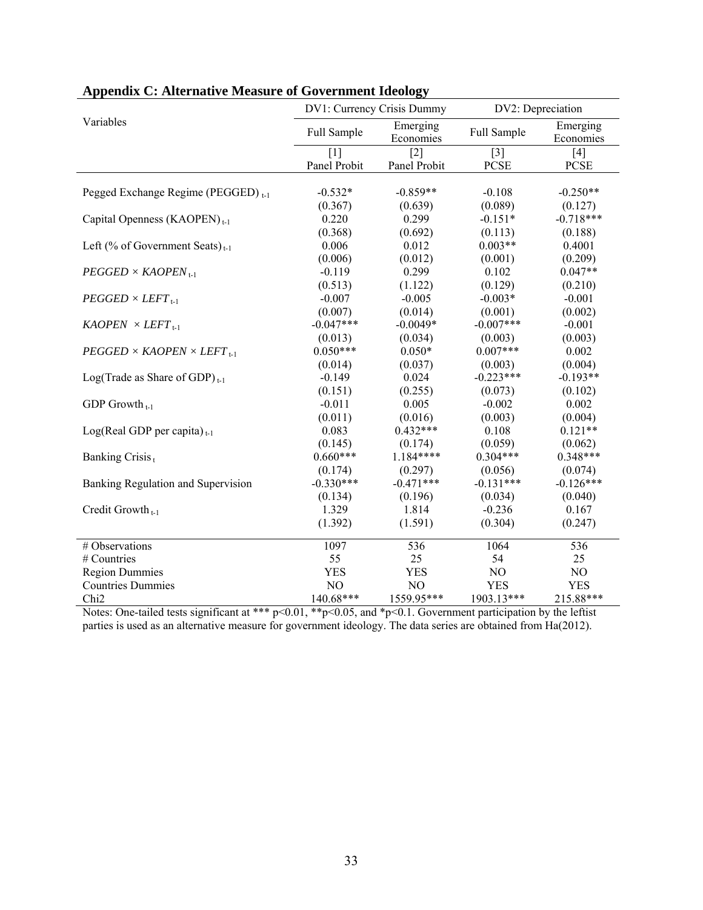## Appendix C: Alternative Measure of Government Ideology

| Variables | DV1: Currency Crisis Dummy | | DV2: Depreciation | |
|---|---|---|---|---|
| | Full Sample | Emerging Economies | Full Sample | Emerging Economies |
| | [1] Panel Probit | [2] Panel Probit | [3] PCSE | [4] PCSE |
| Pegged Exchange Regime (PEGGED) $_{t-1}$ | -0.532* | -0.859** | -0.108 | -0.250** |
| | (0.367) | (0.639) | (0.089) | (0.127) |
| Capital Openness (KAOPEN) $_{t-1}$ | 0.220 | 0.299 | -0.151* | -0.718*** |
| | (0.368) | (0.692) | (0.113) | (0.188) |
| Left (% of Government Seats) $_{t-1}$ | 0.006 | 0.012 | 0.003** | 0.4001 |
| | (0.006) | (0.012) | (0.001) | (0.209) |
| $PEGGED \times KAOPEN_{t-1}$ | -0.119 | 0.299 | 0.102 | 0.047** |
| | (0.513) | (1.122) | (0.129) | (0.210) |
| $PEGGED \times LEFT_{t-1}$ | -0.007 | -0.005 | -0.003* | -0.001 |
| | (0.007) | (0.014) | (0.001) | (0.002) |
| $KAOPEN \times LEFT_{t-1}$ | -0.047*** | -0.0049* | -0.007*** | -0.001 |
| | (0.013) | (0.034) | (0.003) | (0.003) |
| $PEGGED \times KAOPEN \times LEFT_{t-1}$ | 0.050*** | 0.050* | 0.007*** | 0.002 |
| | (0.014) | (0.037) | (0.003) | (0.004) |
| Log(Trade as Share of GDP) $_{t-1}$ | -0.149 | 0.024 | -0.223*** | -0.193** |
| | (0.151) | (0.255) | (0.073) | (0.102) |
| GDP Growth $_{t-1}$ | -0.011 | 0.005 | -0.002 | 0.002 |
| | (0.011) | (0.016) | (0.003) | (0.004) |
| Log(Real GDP per capita) $_{t-1}$ | 0.083 | 0.432*** | 0.108 | 0.121** |
| | (0.145) | (0.174) | (0.059) | (0.062) |
| Banking Crisis $_{t}$ | 0.660*** | 1.184**** | 0.304*** | 0.348*** |
| | (0.174) | (0.297) | (0.056) | (0.074) |
| Banking Regulation and Supervision | -0.330*** | -0.471*** | -0.131*** | -0.126*** |
| | (0.134) | (0.196) | (0.034) | (0.040) |
| Credit Growth $_{t-1}$ | 1.329 | 1.814 | -0.236 | 0.167 |
| | (1.392) | (1.591) | (0.304) | (0.247) |
| # Observations | 1097 | 536 | 1064 | 536 |
| # Countries | 55 | 25 | 54 | 25 |
| Region Dummies | YES | YES | NO | NO |
| Countries Dummies | NO | NO | YES | YES |
| Chi2 | 140.68*** | 1559.95*** | 1903.13*** | 215.88*** |

Notes: One-tailed tests significant at *** $p<0.01$, ** $p<0.05$, and * $p<0.1$. Government participation by the leftist parties is used as an alternative measure for government ideology. The data series are obtained from Ha(2012).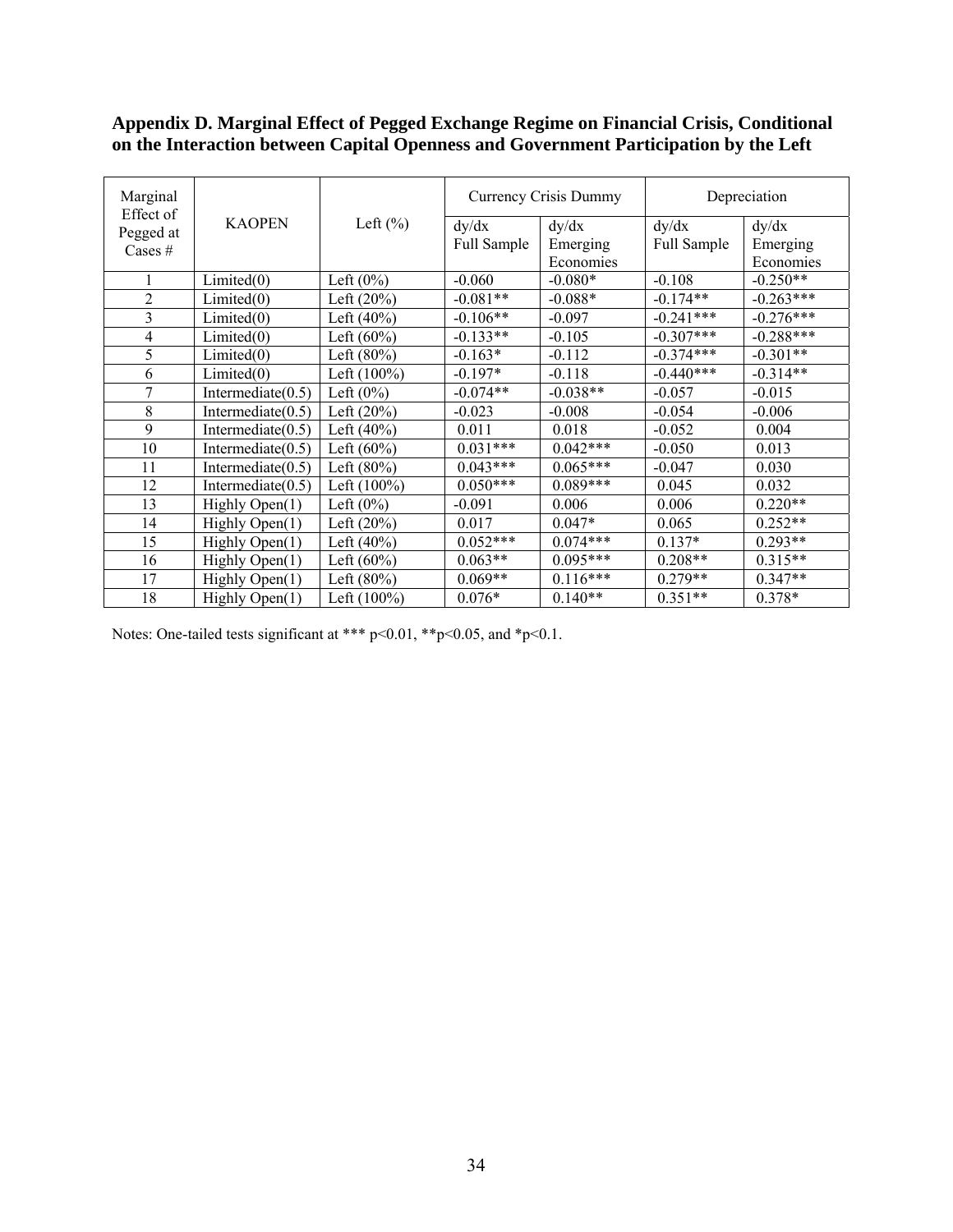**Appendix D. Marginal Effect of Pegged Exchange Regime on Financial Crisis, Conditional on the Interaction between Capital Openness and Government Participation by the Left**

| Marginal Effect of Pegged at Cases # | KAOPEN | Left (%) | Currency Crisis Dummy | | Depreciation | |
|---|---|---|---|---|---|---|
| | | | dy/dx Full Sample | dy/dx Emerging Economies | dy/dx Full Sample | dy/dx Emerging Economies |
| 1 | Limited(0) | Left (0%) | -0.060 | -0.080* | -0.108 | -0.250** |
| 2 | Limited(0) | Left (20%) | -0.081** | -0.088* | -0.174** | -0.263*** |
| 3 | Limited(0) | Left (40%) | -0.106** | -0.097 | -0.241*** | -0.276*** |
| 4 | Limited(0) | Left (60%) | -0.133** | -0.105 | -0.307*** | -0.288*** |
| 5 | Limited(0) | Left (80%) | -0.163* | -0.112 | -0.374*** | -0.301** |
| 6 | Limited(0) | Left (100%) | -0.197* | -0.118 | -0.440*** | -0.314** |
| 7 | Intermediate(0.5) | Left (0%) | -0.074** | -0.038** | -0.057 | -0.015 |
| 8 | Intermediate(0.5) | Left (20%) | -0.023 | -0.008 | -0.054 | -0.006 |
| 9 | Intermediate(0.5) | Left (40%) | 0.011 | 0.018 | -0.052 | 0.004 |
| 10 | Intermediate(0.5) | Left (60%) | 0.031*** | 0.042*** | -0.050 | 0.013 |
| 11 | Intermediate(0.5) | Left (80%) | 0.043*** | 0.065*** | -0.047 | 0.030 |
| 12 | Intermediate(0.5) | Left (100%) | 0.050*** | 0.089*** | 0.045 | 0.032 |
| 13 | Highly Open(1) | Left (0%) | -0.091 | 0.006 | 0.006 | 0.220** |
| 14 | Highly Open(1) | Left (20%) | 0.017 | 0.047* | 0.065 | 0.252** |
| 15 | Highly Open(1) | Left (40%) | 0.052*** | 0.074*** | 0.137* | 0.293** |
| 16 | Highly Open(1) | Left (60%) | 0.063** | 0.095*** | 0.208** | 0.315** |
| 17 | Highly Open(1) | Left (80%) | 0.069** | 0.116*** | 0.279** | 0.347** |
| 18 | Highly Open(1) | Left (100%) | 0.076* | 0.140** | 0.351** | 0.378* |

Notes: One-tailed tests significant at *** $p<0.01$, ** $p<0.05$, and * $p<0.1$.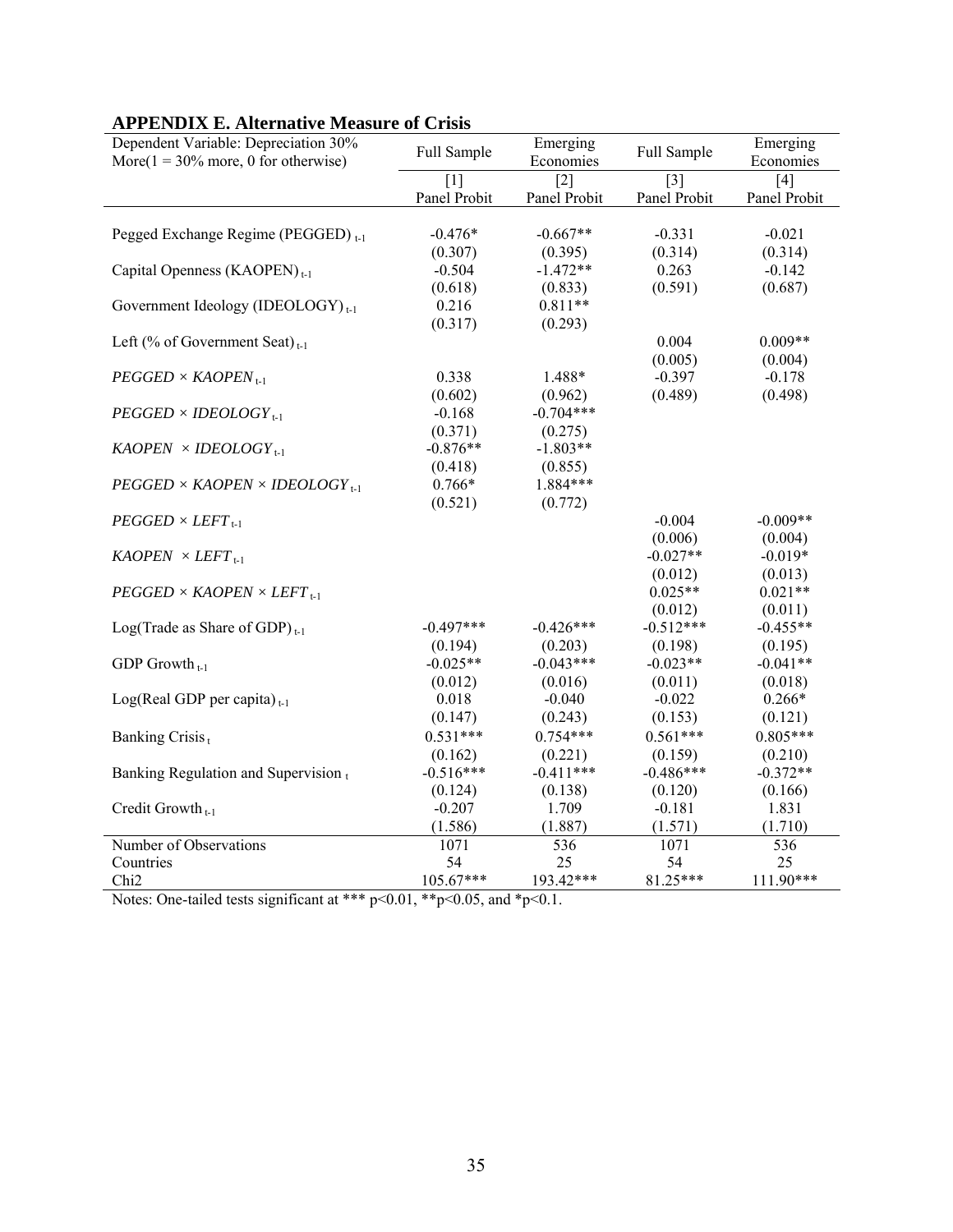## APPENDIX E. Alternative Measure of Crisis

| Dependent Variable: Depreciation 30% More(1 = 30% more, 0 for otherwise) | Full Sample | Emerging Economies | Full Sample | Emerging Economies |
|---|---|---|---|---|
| | [1] | [2] | [3] | [4] |
| | Panel Probit | Panel Probit | Panel Probit | Panel Probit |
| Pegged Exchange Regime (PEGGED) $_{t-1}$ | -0.476* | -0.667** | -0.331 | -0.021 |
| | (0.307) | (0.395) | (0.314) | (0.314) |
| Capital Openness (KAOPEN) $_{t-1}$ | -0.504 | -1.472** | 0.263 | -0.142 |
| | (0.618) | (0.833) | (0.591) | (0.687) |
| Government Ideology (IDEOLOGY) $_{t-1}$ | 0.216 | 0.811** | | |
| | (0.317) | (0.293) | | |
| Left (% of Government Seat) $_{t-1}$ | | | 0.004 | 0.009** |
| | | | (0.005) | (0.004) |
| $PEGGED \times KAOPEN_{t-1}$ | 0.338 | 1.488* | -0.397 | -0.178 |
| | (0.602) | (0.962) | (0.489) | (0.498) |
| $PEGGED \times IDEOLOGY_{t-1}$ | -0.168 | -0.704*** | | |
| | (0.371) | (0.275) | | |
| $KAOPEN \times IDEOLOGY_{t-1}$ | -0.876** | -1.803** | | |
| | (0.418) | (0.855) | | |
| $PEGGED \times KAOPEN \times IDEOLOGY_{t-1}$ | 0.766* | 1.884*** | | |
| | (0.521) | (0.772) | | |
| $PEGGED \times LEFT_{t-1}$ | | | -0.004 | -0.009** |
| | | | (0.006) | (0.004) |
| $KAOPEN \times LEFT_{t-1}$ | | | -0.027** | -0.019* |
| | | | (0.012) | (0.013) |
| $PEGGED \times KAOPEN \times LEFT_{t-1}$ | | | 0.025** | 0.021** |
| | | | (0.012) | (0.011) |
| Log(Trade as Share of GDP) $_{t-1}$ | -0.497*** | -0.426*** | -0.512*** | -0.455** |
| | (0.194) | (0.203) | (0.198) | (0.195) |
| GDP Growth $_{t-1}$ | -0.025** | -0.043*** | -0.023** | -0.041** |
| | (0.012) | (0.016) | (0.011) | (0.018) |
| Log(Real GDP per capita) $_{t-1}$ | 0.018 | -0.040 | -0.022 | 0.266* |
| | (0.147) | (0.243) | (0.153) | (0.121) |
| Banking Crisis $_{t}$ | 0.531*** | 0.754*** | 0.561*** | 0.805*** |
| | (0.162) | (0.221) | (0.159) | (0.210) |
| Banking Regulation and Supervision $_{t}$ | -0.516*** | -0.411*** | -0.486*** | -0.372** |
| | (0.124) | (0.138) | (0.120) | (0.166) |
| Credit Growth $_{t-1}$ | -0.207 | 1.709 | -0.181 | 1.831 |
| | (1.586) | (1.887) | (1.571) | (1.710) |
| Number of Observations | 1071 | 536 | 1071 | 536 |
| Countries | 54 | 25 | 54 | 25 |
| Chi2 | 105.67*** | 193.42*** | 81.25*** | 111.90*** |

Notes: One-tailed tests significant at *** p<0.01, **p<0.05, and *p<0.1.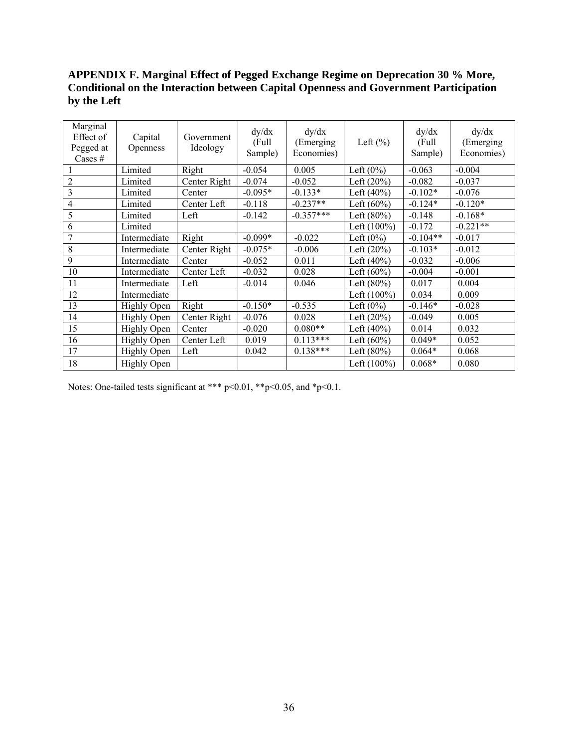**APPENDIX F. Marginal Effect of Pegged Exchange Regime on Deprecation 30 % More, Conditional on the Interaction between Capital Openness and Government Participation by the Left**

| Marginal Effect of Pegged at Cases # | Capital Openness | Government Ideology | dy/dx (Full Sample) | dy/dx (Emerging Economies) | Left (%) | dy/dx (Full Sample) | dy/dx (Emerging Economies) |
|---|---|---|---|---|---|---|---|
| 1 | Limited | Right | -0.054 | 0.005 | Left (0%) | -0.063 | -0.004 |
| 2 | Limited | Center Right | -0.074 | -0.052 | Left (20%) | -0.082 | -0.037 |
| 3 | Limited | Center | -0.095* | -0.133* | Left (40%) | -0.102* | -0.076 |
| 4 | Limited | Center Left | -0.118 | -0.237** | Left (60%) | -0.124* | -0.120* |
| 5 | Limited | Left | -0.142 | -0.357*** | Left (80%) | -0.148 | -0.168* |
| 6 | Limited | | | | Left (100%) | -0.172 | -0.221** |
| 7 | Intermediate | Right | -0.099* | -0.022 | Left (0%) | -0.104** | -0.017 |
| 8 | Intermediate | Center Right | -0.075* | -0.006 | Left (20%) | -0.103* | -0.012 |
| 9 | Intermediate | Center | -0.052 | 0.011 | Left (40%) | -0.032 | -0.006 |
| 10 | Intermediate | Center Left | -0.032 | 0.028 | Left (60%) | -0.004 | -0.001 |
| 11 | Intermediate | Left | -0.014 | 0.046 | Left (80%) | 0.017 | 0.004 |
| 12 | Intermediate | | | | Left (100%) | 0.034 | 0.009 |
| 13 | Highly Open | Right | -0.150* | -0.535 | Left (0%) | -0.146* | -0.028 |
| 14 | Highly Open | Center Right | -0.076 | 0.028 | Left (20%) | -0.049 | 0.005 |
| 15 | Highly Open | Center | -0.020 | 0.080** | Left (40%) | 0.014 | 0.032 |
| 16 | Highly Open | Center Left | 0.019 | 0.113*** | Left (60%) | 0.049* | 0.052 |
| 17 | Highly Open | Left | 0.042 | 0.138*** | Left (80%) | 0.064* | 0.068 |
| 18 | Highly Open | | | | Left (100%) | 0.068* | 0.080 |

Notes: One-tailed tests significant at *** p<0.01, **p<0.05, and *p<0.1.